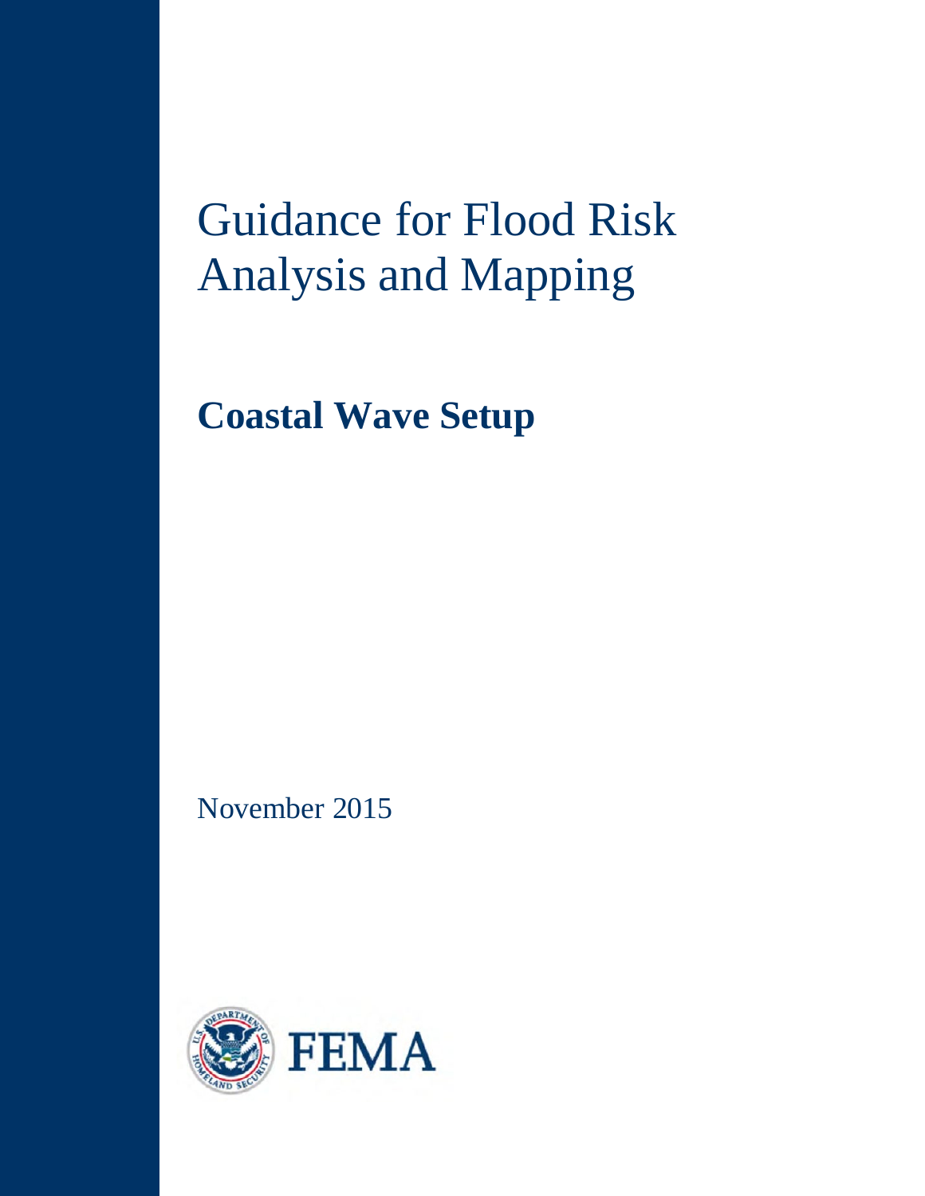# Guidance for Flood Risk Analysis and Mapping

## Coastal Wave Setup

November 2015

FEMA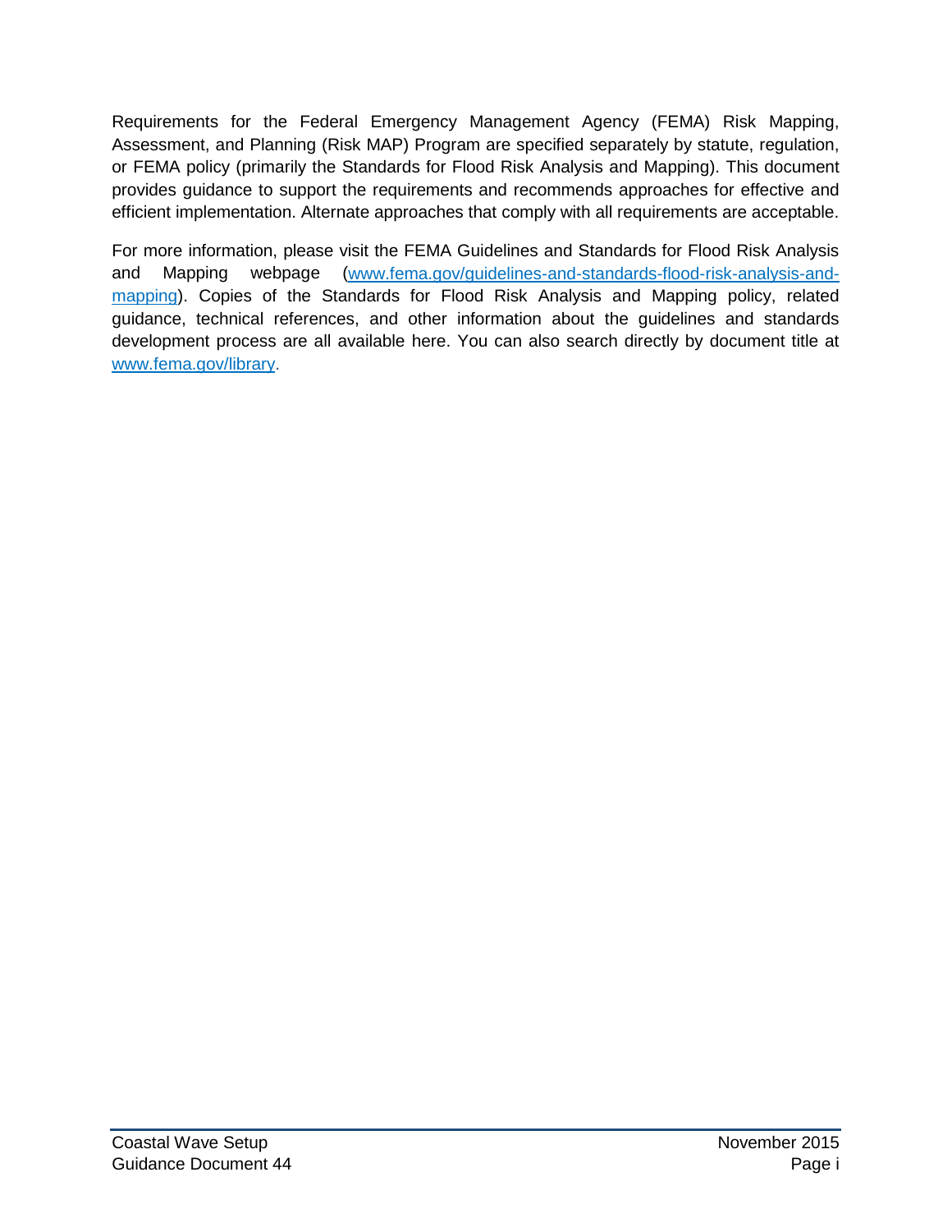Requirements for the Federal Emergency Management Agency (FEMA) Risk Mapping, Assessment, and Planning (Risk MAP) Program are specified separately by statute, regulation, or FEMA policy (primarily the Standards for Flood Risk Analysis and Mapping). This document provides guidance to support the requirements and recommends approaches for effective and efficient implementation. Alternate approaches that comply with all requirements are acceptable.

For more information, please visit the FEMA Guidelines and Standards for Flood Risk Analysis and Mapping webpage ([www.fema.gov/guidelines-and-standards-flood-risk-analysis-and-mapping](www.fema.gov/guidelines-and-standards-flood-risk-analysis-and-mapping)). Copies of the Standards for Flood Risk Analysis and Mapping policy, related guidance, technical references, and other information about the guidelines and standards development process are all available here. You can also search directly by document title at [www.fema.gov/library](www.fema.gov/library).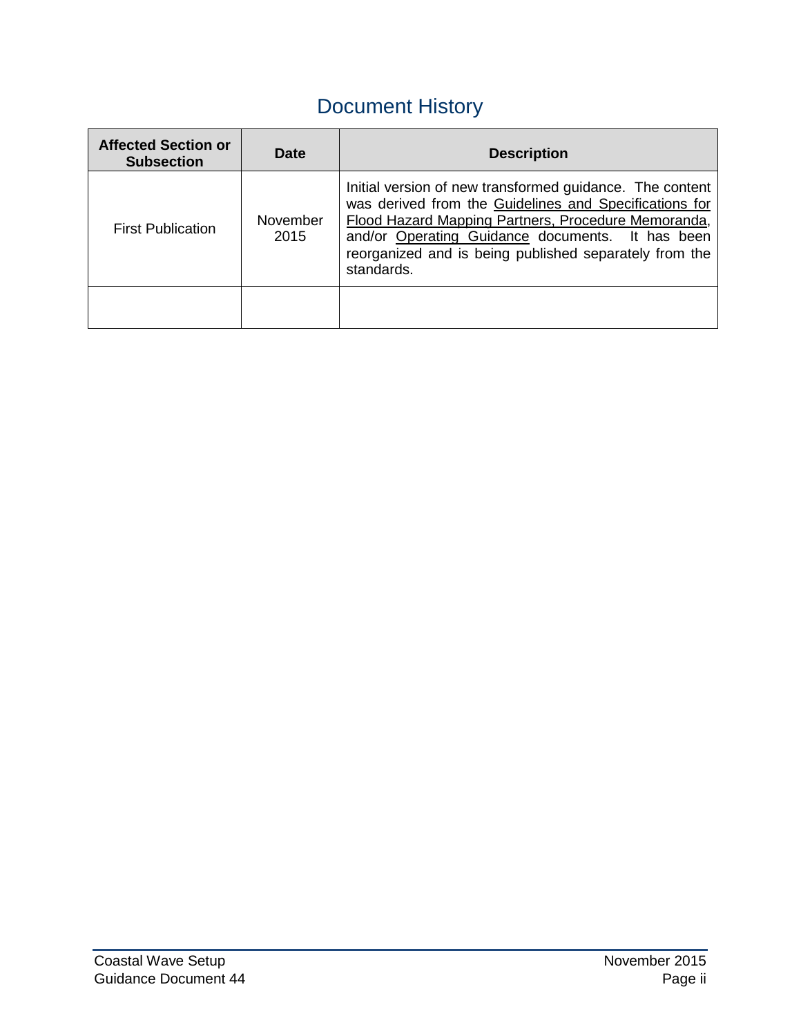# Document History

| Affected Section or Subsection | Date | Description |
|---|---|---|
| First Publication | November 2015 | Initial version of new transformed guidance. The content was derived from the Guidelines and Specifications for Flood Hazard Mapping Partners, Procedure Memoranda, and/or Operating Guidance documents. It has been reorganized and is being published separately from the standards. |
| | | |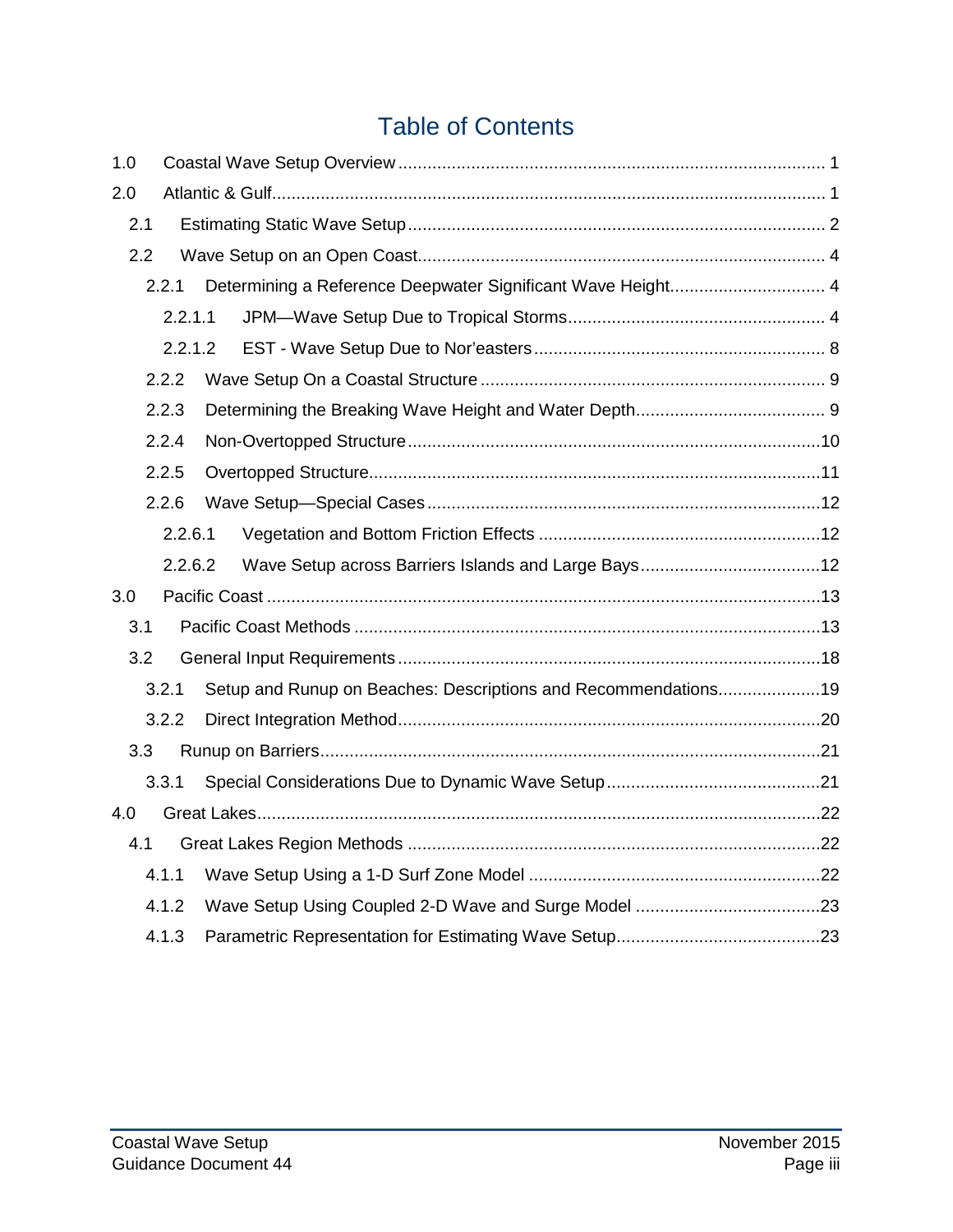# Table of Contents

1.0 Coastal Wave Setup Overview ..... 1

2.0 Atlantic & Gulf ..... 1

- 2.1 Estimating Static Wave Setup ..... 2
- 2.2 Wave Setup on an Open Coast ..... 4
  - 2.2.1 Determining a Reference Deepwater Significant Wave Height ..... 4
    - 2.2.1.1 JPM—Wave Setup Due to Tropical Storms ..... 4
    - 2.2.1.2 EST - Wave Setup Due to Nor'easters ..... 8
  - 2.2.2 Wave Setup On a Coastal Structure ..... 9
  - 2.2.3 Determining the Breaking Wave Height and Water Depth ..... 9
  - 2.2.4 Non-Overtopped Structure ..... 10
  - 2.2.5 Overtopped Structure ..... 11
  - 2.2.6 Wave Setup—Special Cases ..... 12
    - 2.2.6.1 Vegetation and Bottom Friction Effects ..... 12
    - 2.2.6.2 Wave Setup across Barriers Islands and Large Bays ..... 12

3.0 Pacific Coast ..... 13

- 3.1 Pacific Coast Methods ..... 13
- 3.2 General Input Requirements ..... 18
  - 3.2.1 Setup and Runup on Beaches: Descriptions and Recommendations ..... 19
  - 3.2.2 Direct Integration Method ..... 20
- 3.3 Runup on Barriers ..... 21
  - 3.3.1 Special Considerations Due to Dynamic Wave Setup ..... 21

4.0 Great Lakes ..... 22

- 4.1 Great Lakes Region Methods ..... 22
  - 4.1.1 Wave Setup Using a 1-D Surf Zone Model ..... 22
  - 4.1.2 Wave Setup Using Coupled 2-D Wave and Surge Model ..... 23
  - 4.1.3 Parametric Representation for Estimating Wave Setup ..... 23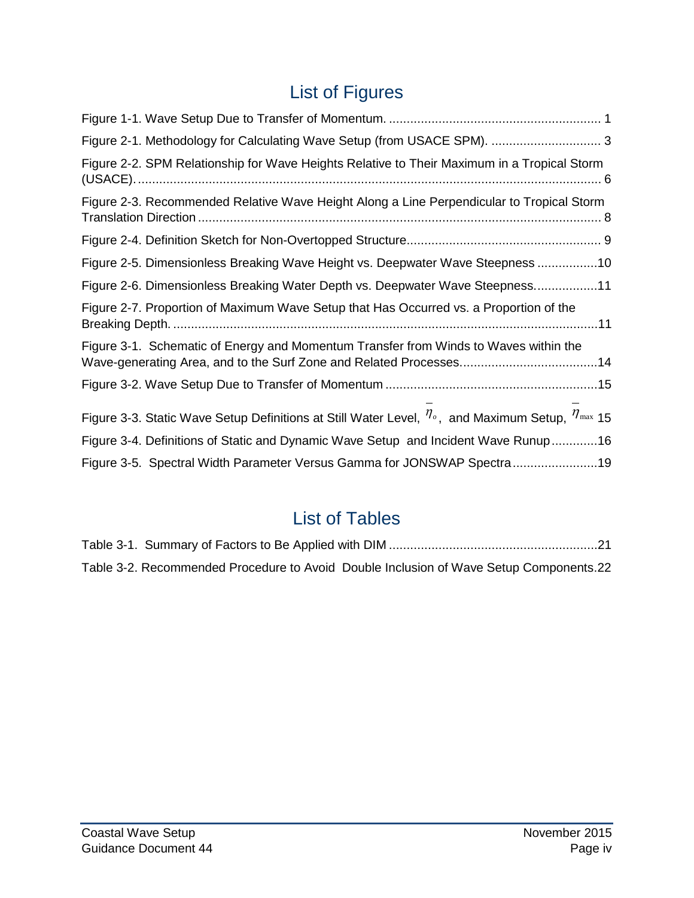# List of Figures

Figure 1-1. Wave Setup Due to Transfer of Momentum. ........................................................... 1

Figure 2-1. Methodology for Calculating Wave Setup (from USACE SPM). ............................... 3

Figure 2-2. SPM Relationship for Wave Heights Relative to Their Maximum in a Tropical Storm (USACE). .................................................................................................................. 6

Figure 2-3. Recommended Relative Wave Height Along a Line Perpendicular to Tropical Storm Translation Direction .................................................................................................. 8

Figure 2-4. Definition Sketch for Non-Overtopped Structure...................................................... 9

Figure 2-5. Dimensionless Breaking Wave Height vs. Deepwater Wave Steepness .................10

Figure 2-6. Dimensionless Breaking Water Depth vs. Deepwater Wave Steepness..................11

Figure 2-7. Proportion of Maximum Wave Setup that Has Occurred vs. a Proportion of the Breaking Depth. .......................................................................................................11

Figure 3-1. Schematic of Energy and Momentum Transfer from Winds to Waves within the Wave-generating Area, and to the Surf Zone and Related Processes.......................................14

Figure 3-2. Wave Setup Due to Transfer of Momentum ...........................................................15

Figure 3-3. Static Wave Setup Definitions at Still Water Level, $\overline{\eta}_o$, and Maximum Setup, $\overline{\eta}_{\max}$ 15

Figure 3-4. Definitions of Static and Dynamic Wave Setup and Incident Wave Runup.............16

Figure 3-5. Spectral Width Parameter Versus Gamma for JONSWAP Spectra........................19

# List of Tables

Table 3-1. Summary of Factors to Be Applied with DIM ...........................................................21

Table 3-2. Recommended Procedure to Avoid Double Inclusion of Wave Setup Components.22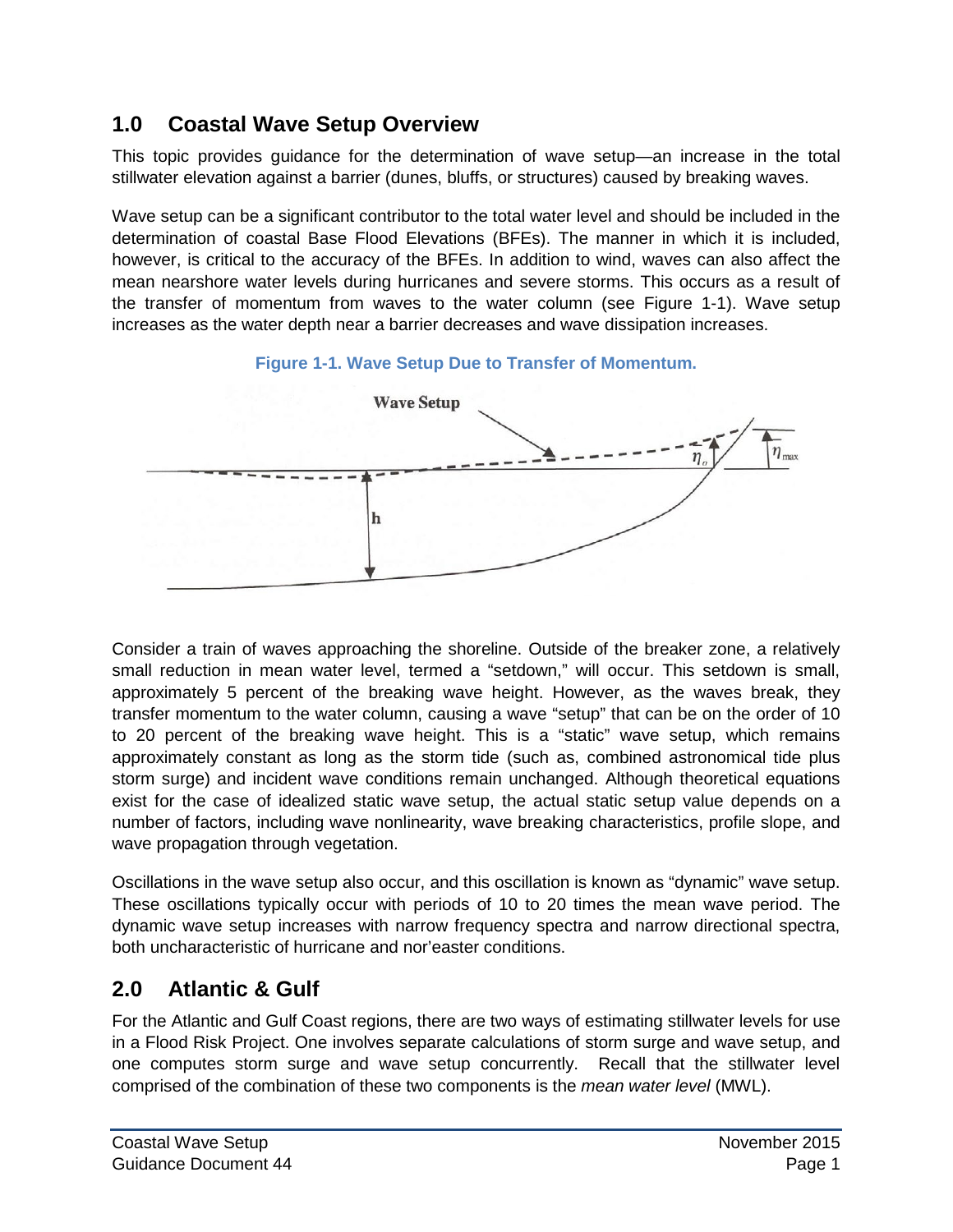## 1.0 Coastal Wave Setup Overview

This topic provides guidance for the determination of wave setup—an increase in the total stillwater elevation against a barrier (dunes, bluffs, or structures) caused by breaking waves.

Wave setup can be a significant contributor to the total water level and should be included in the determination of coastal Base Flood Elevations (BFEs). The manner in which it is included, however, is critical to the accuracy of the BFEs. In addition to wind, waves can also affect the mean nearshore water levels during hurricanes and severe storms. This occurs as a result of the transfer of momentum from waves to the water column (see Figure 1-1). Wave setup increases as the water depth near a barrier decreases and wave dissipation increases.

**Figure 1-1. Wave Setup Due to Transfer of Momentum.**

Consider a train of waves approaching the shoreline. Outside of the breaker zone, a relatively small reduction in mean water level, termed a "setdown," will occur. This setdown is small, approximately 5 percent of the breaking wave height. However, as the waves break, they transfer momentum to the water column, causing a wave "setup" that can be on the order of 10 to 20 percent of the breaking wave height. This is a "static" wave setup, which remains approximately constant as long as the storm tide (such as, combined astronomical tide plus storm surge) and incident wave conditions remain unchanged. Although theoretical equations exist for the case of idealized static wave setup, the actual static setup value depends on a number of factors, including wave nonlinearity, wave breaking characteristics, profile slope, and wave propagation through vegetation.

Oscillations in the wave setup also occur, and this oscillation is known as "dynamic" wave setup. These oscillations typically occur with periods of 10 to 20 times the mean wave period. The dynamic wave setup increases with narrow frequency spectra and narrow directional spectra, both uncharacteristic of hurricane and nor'easter conditions.

## 2.0 Atlantic & Gulf

For the Atlantic and Gulf Coast regions, there are two ways of estimating stillwater levels for use in a Flood Risk Project. One involves separate calculations of storm surge and wave setup, and one computes storm surge and wave setup concurrently. Recall that the stillwater level comprised of the combination of these two components is the *mean water level* (MWL).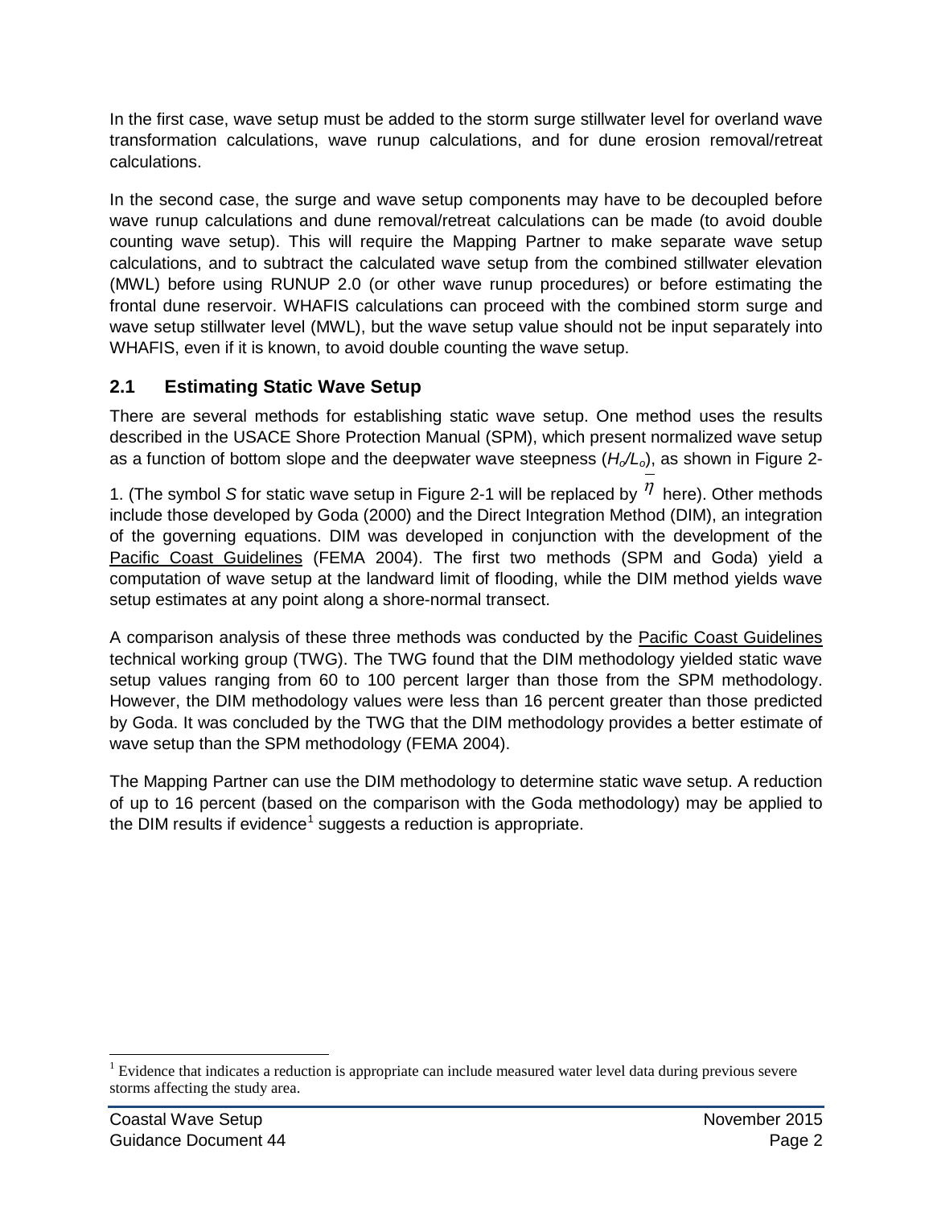In the first case, wave setup must be added to the storm surge stillwater level for overland wave transformation calculations, wave runup calculations, and for dune erosion removal/retreat calculations.

In the second case, the surge and wave setup components may have to be decoupled before wave runup calculations and dune removal/retreat calculations can be made (to avoid double counting wave setup). This will require the Mapping Partner to make separate wave setup calculations, and to subtract the calculated wave setup from the combined stillwater elevation (MWL) before using RUNUP 2.0 (or other wave runup procedures) or before estimating the frontal dune reservoir. WHAFIS calculations can proceed with the combined storm surge and wave setup stillwater level (MWL), but the wave setup value should not be input separately into WHAFIS, even if it is known, to avoid double counting the wave setup.

## 2.1 Estimating Static Wave Setup

There are several methods for establishing static wave setup. One method uses the results described in the USACE Shore Protection Manual (SPM), which present normalized wave setup as a function of bottom slope and the deepwater wave steepness ($H_o/L_o$), as shown in Figure 2-1. (The symbol *S* for static wave setup in Figure 2-1 will be replaced by $\overline{\eta}$ here). Other methods include those developed by Goda (2000) and the Direct Integration Method (DIM), an integration of the governing equations. DIM was developed in conjunction with the development of the Pacific Coast Guidelines (FEMA 2004). The first two methods (SPM and Goda) yield a computation of wave setup at the landward limit of flooding, while the DIM method yields wave setup estimates at any point along a shore-normal transect.

A comparison analysis of these three methods was conducted by the Pacific Coast Guidelines technical working group (TWG). The TWG found that the DIM methodology yielded static wave setup values ranging from 60 to 100 percent larger than those from the SPM methodology. However, the DIM methodology values were less than 16 percent greater than those predicted by Goda. It was concluded by the TWG that the DIM methodology provides a better estimate of wave setup than the SPM methodology (FEMA 2004).

The Mapping Partner can use the DIM methodology to determine static wave setup. A reduction of up to 16 percent (based on the comparison with the Goda methodology) may be applied to the DIM results if evidence[1] suggests a reduction is appropriate.

[1] Evidence that indicates a reduction is appropriate can include measured water level data during previous severe storms affecting the study area.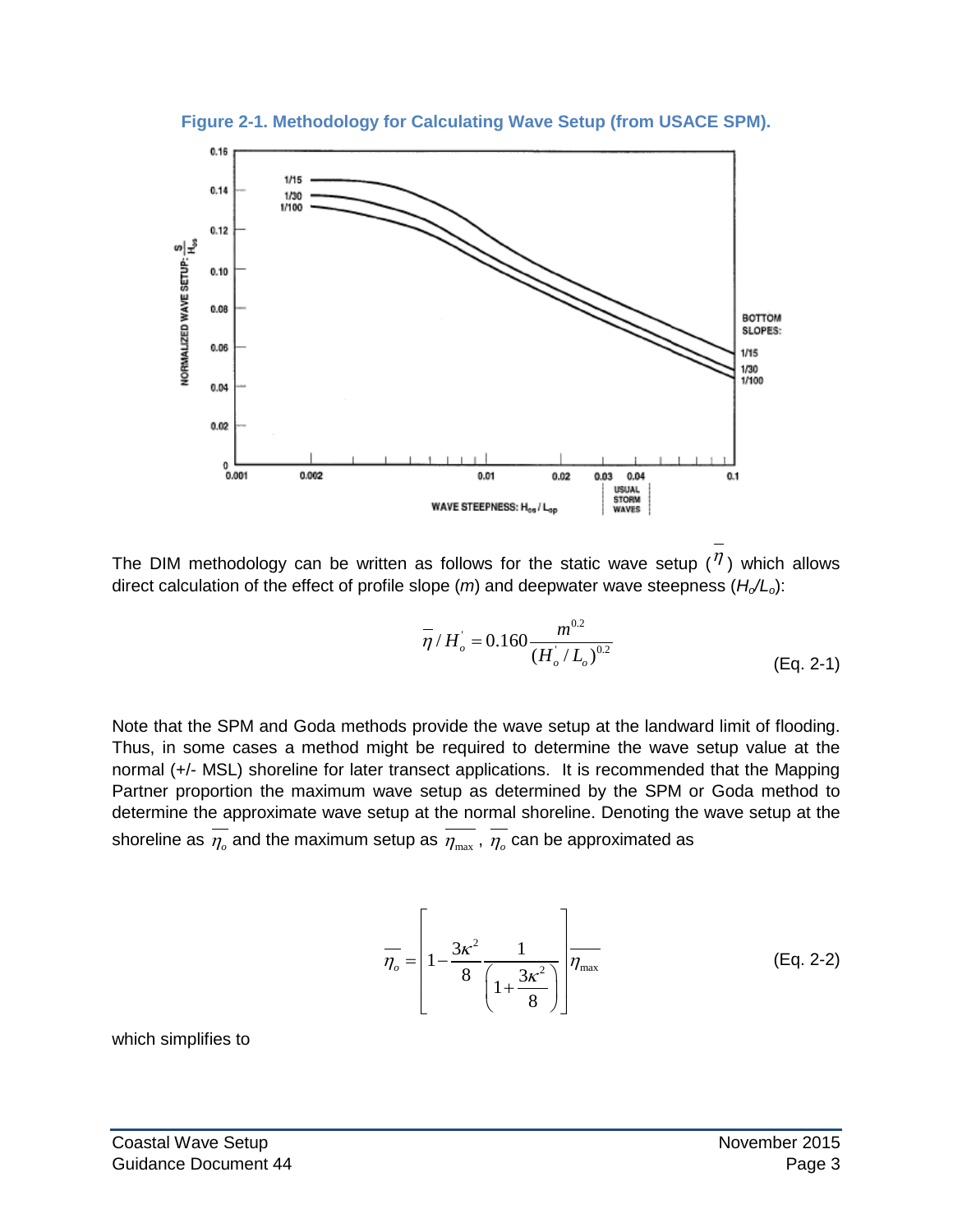**Figure 2-1. Methodology for Calculating Wave Setup (from USACE SPM).**

The DIM methodology can be written as follows for the static wave setup ($\overline{\eta}$) which allows direct calculation of the effect of profile slope (*m*) and deepwater wave steepness ($H_o/L_o$):

$$\overline{\eta}/H_o^{'} = 0.160 \frac{m^{0.2}}{(H_o^{'}/L_o)^{0.2}} \tag{Eq. 2-1}$$

Note that the SPM and Goda methods provide the wave setup at the landward limit of flooding. Thus, in some cases a method might be required to determine the wave setup value at the normal (+/- MSL) shoreline for later transect applications. It is recommended that the Mapping Partner proportion the maximum wave setup as determined by the SPM or Goda method to determine the approximate wave setup at the normal shoreline. Denoting the wave setup at the shoreline as $\overline{\eta_o}$ and the maximum setup as $\overline{\eta_{\max}}$, $\overline{\eta_o}$ can be approximated as

$$\overline{\eta_o} = \left[ 1 - \frac{3\kappa^2}{8} \frac{1}{\left(1 + \frac{3\kappa^2}{8}\right)} \right] \overline{\eta_{\max}} \tag{Eq. 2-2}$$

which simplifies to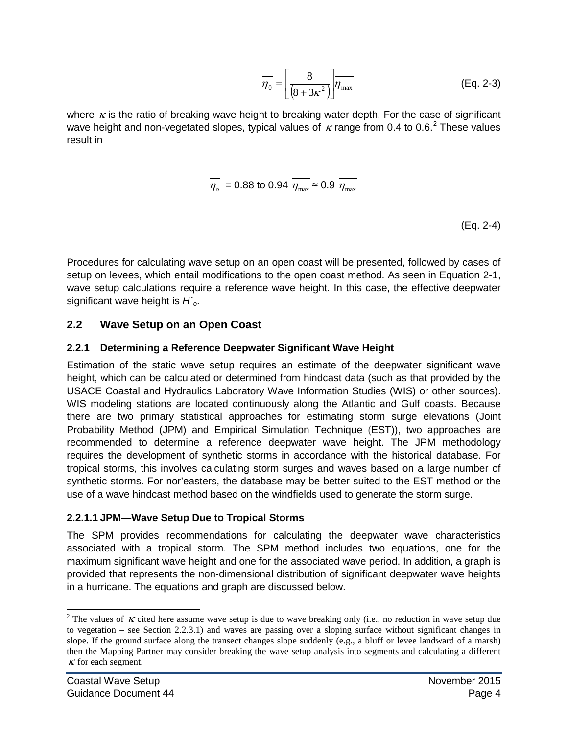$$\overline{\eta_0} = \left[ \frac{8}{\left(8 + 3\kappa^2\right)} \right] \overline{\eta_{max}} \qquad \text{(Eq. 2-3)}$$

where $\kappa$ is the ratio of breaking wave height to breaking water depth. For the case of significant wave height and non-vegetated slopes, typical values of $\kappa$ range from 0.4 to 0.6.[2] These values result in

$$\overline{\eta_o} = 0.88 \text{ to } 0.94\ \overline{\eta_{max}} \approx 0.9\ \overline{\eta_{max}}$$

(Eq. 2-4)

Procedures for calculating wave setup on an open coast will be presented, followed by cases of setup on levees, which entail modifications to the open coast method. As seen in Equation 2-1, wave setup calculations require a reference wave height. In this case, the effective deepwater significant wave height is $H'_o$.

## 2.2 Wave Setup on an Open Coast

### 2.2.1 Determining a Reference Deepwater Significant Wave Height

Estimation of the static wave setup requires an estimate of the deepwater significant wave height, which can be calculated or determined from hindcast data (such as that provided by the USACE Coastal and Hydraulics Laboratory Wave Information Studies (WIS) or other sources). WIS modeling stations are located continuously along the Atlantic and Gulf coasts. Because there are two primary statistical approaches for estimating storm surge elevations (Joint Probability Method (JPM) and Empirical Simulation Technique (EST)), two approaches are recommended to determine a reference deepwater wave height. The JPM methodology requires the development of synthetic storms in accordance with the historical database. For tropical storms, this involves calculating storm surges and waves based on a large number of synthetic storms. For nor'easters, the database may be better suited to the EST method or the use of a wave hindcast method based on the windfields used to generate the storm surge.

#### 2.2.1.1 JPM—Wave Setup Due to Tropical Storms

The SPM provides recommendations for calculating the deepwater wave characteristics associated with a tropical storm. The SPM method includes two equations, one for the maximum significant wave height and one for the associated wave period. In addition, a graph is provided that represents the non-dimensional distribution of significant deepwater wave heights in a hurricane. The equations and graph are discussed below.

---

[2] The values of $\kappa$ cited here assume wave setup is due to wave breaking only (i.e., no reduction in wave setup due to vegetation – see Section 2.2.3.1) and waves are passing over a sloping surface without significant changes in slope. If the ground surface along the transect changes slope suddenly (e.g., a bluff or levee landward of a marsh) then the Mapping Partner may consider breaking the wave setup analysis into segments and calculating a different $\kappa$ for each segment.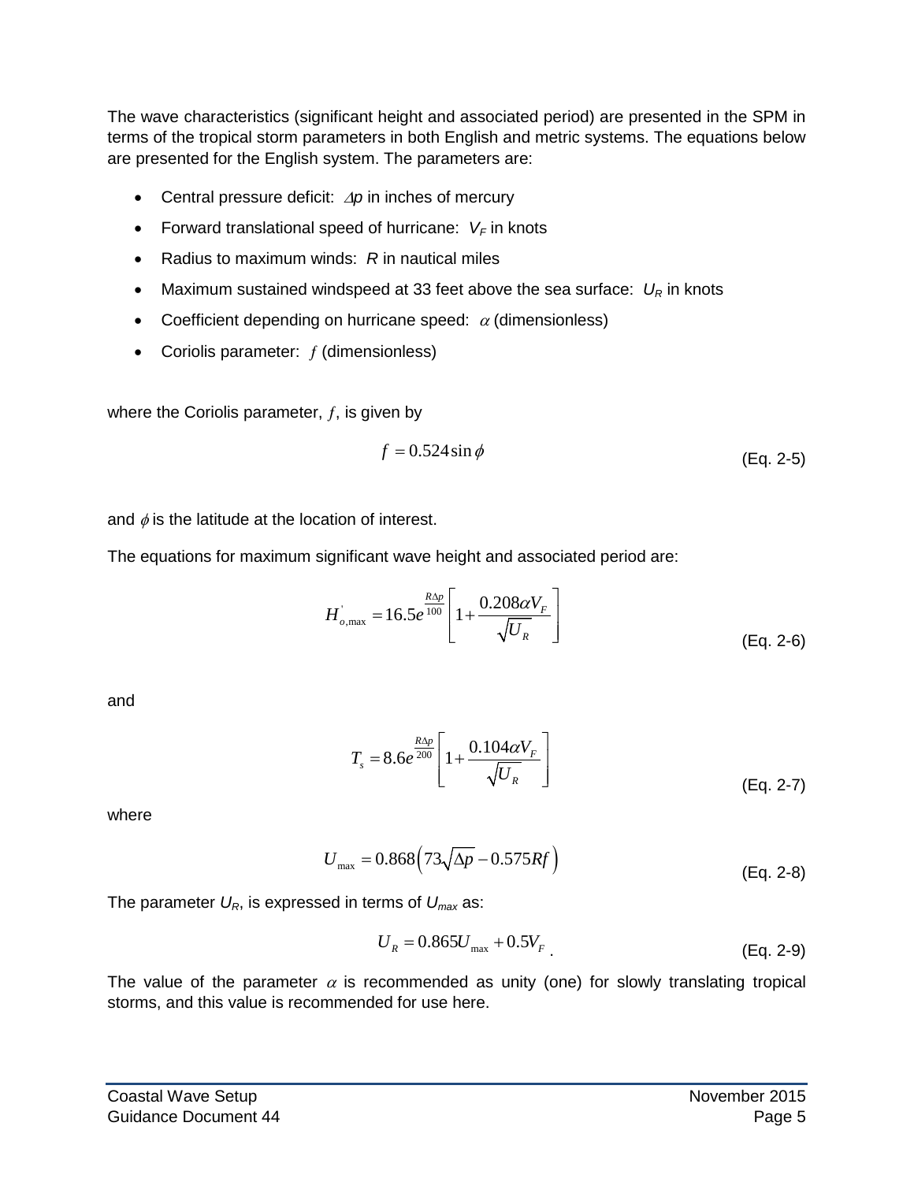The wave characteristics (significant height and associated period) are presented in the SPM in terms of the tropical storm parameters in both English and metric systems. The equations below are presented for the English system. The parameters are:

- Central pressure deficit: $\Delta p$ in inches of mercury
- Forward translational speed of hurricane: $V_F$ in knots
- Radius to maximum winds: $R$ in nautical miles
- Maximum sustained windspeed at 33 feet above the sea surface: $U_R$ in knots
- Coefficient depending on hurricane speed: $\alpha$ (dimensionless)
- Coriolis parameter: $f$ (dimensionless)

where the Coriolis parameter, $f$, is given by

$$f = 0.524 \sin \phi \tag{Eq. 2-5}$$

and $\phi$ is the latitude at the location of interest.

The equations for maximum significant wave height and associated period are:

$$H'_{o,\max} = 16.5 e^{\frac{R \Delta p}{100}} \left[ 1 + \frac{0.208 \alpha V_F}{\sqrt{U_R}} \right] \tag{Eq. 2-6}$$

and

$$T_s = 8.6 e^{\frac{R \Delta p}{200}} \left[ 1 + \frac{0.104 \alpha V_F}{\sqrt{U_R}} \right] \tag{Eq. 2-7}$$

where

$$U_{\max} = 0.868 \left( 73 \sqrt{\Delta p} - 0.575 R f \right) \tag{Eq. 2-8}$$

The parameter $U_R$, is expressed in terms of $U_{max}$ as:

$$U_R = 0.865 U_{\max} + 0.5 V_F \, . \tag{Eq. 2-9}$$

The value of the parameter $\alpha$ is recommended as unity (one) for slowly translating tropical storms, and this value is recommended for use here.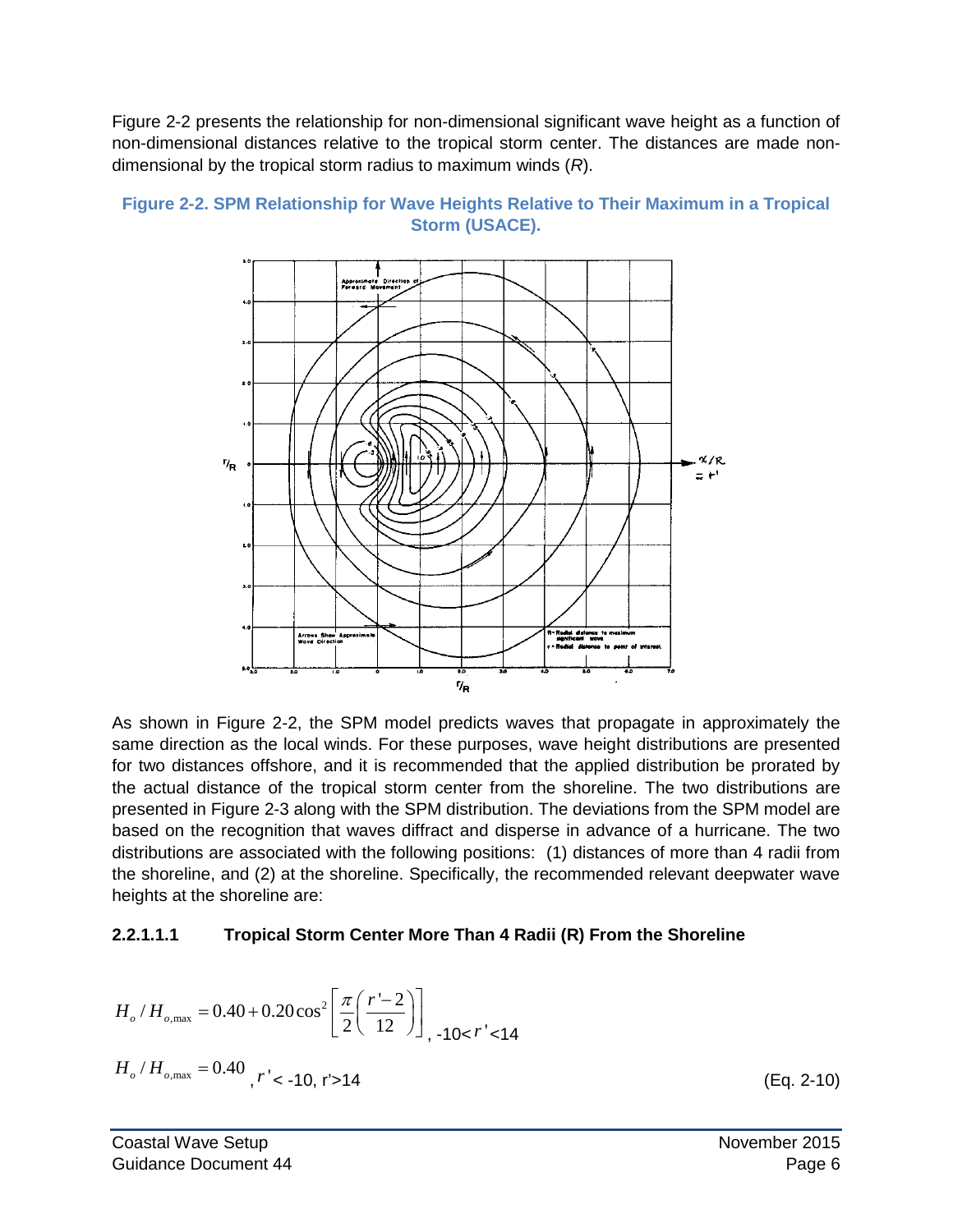Figure 2-2 presents the relationship for non-dimensional significant wave height as a function of non-dimensional distances relative to the tropical storm center. The distances are made non-dimensional by the tropical storm radius to maximum winds (*R*).

**Figure 2-2. SPM Relationship for Wave Heights Relative to Their Maximum in a Tropical Storm (USACE).**

As shown in Figure 2-2, the SPM model predicts waves that propagate in approximately the same direction as the local winds. For these purposes, wave height distributions are presented for two distances offshore, and it is recommended that the applied distribution be prorated by the actual distance of the tropical storm center from the shoreline. The two distributions are presented in Figure 2-3 along with the SPM distribution. The deviations from the SPM model are based on the recognition that waves diffract and disperse in advance of a hurricane. The two distributions are associated with the following positions: (1) distances of more than 4 radii from the shoreline, and (2) at the shoreline. Specifically, the recommended relevant deepwater wave heights at the shoreline are:

#### 2.2.1.1.1 Tropical Storm Center More Than 4 Radii (R) From the Shoreline

$$H_o / H_{o,\max} = 0.40 + 0.20 \cos^2\left[\frac{\pi}{2}\left(\frac{r'-2}{12}\right)\right], \quad -10 < r' < 14$$

$$H_o / H_{o,\max} = 0.40, \quad r' < -10,\ r' > 14 \qquad \text{(Eq. 2-10)}$$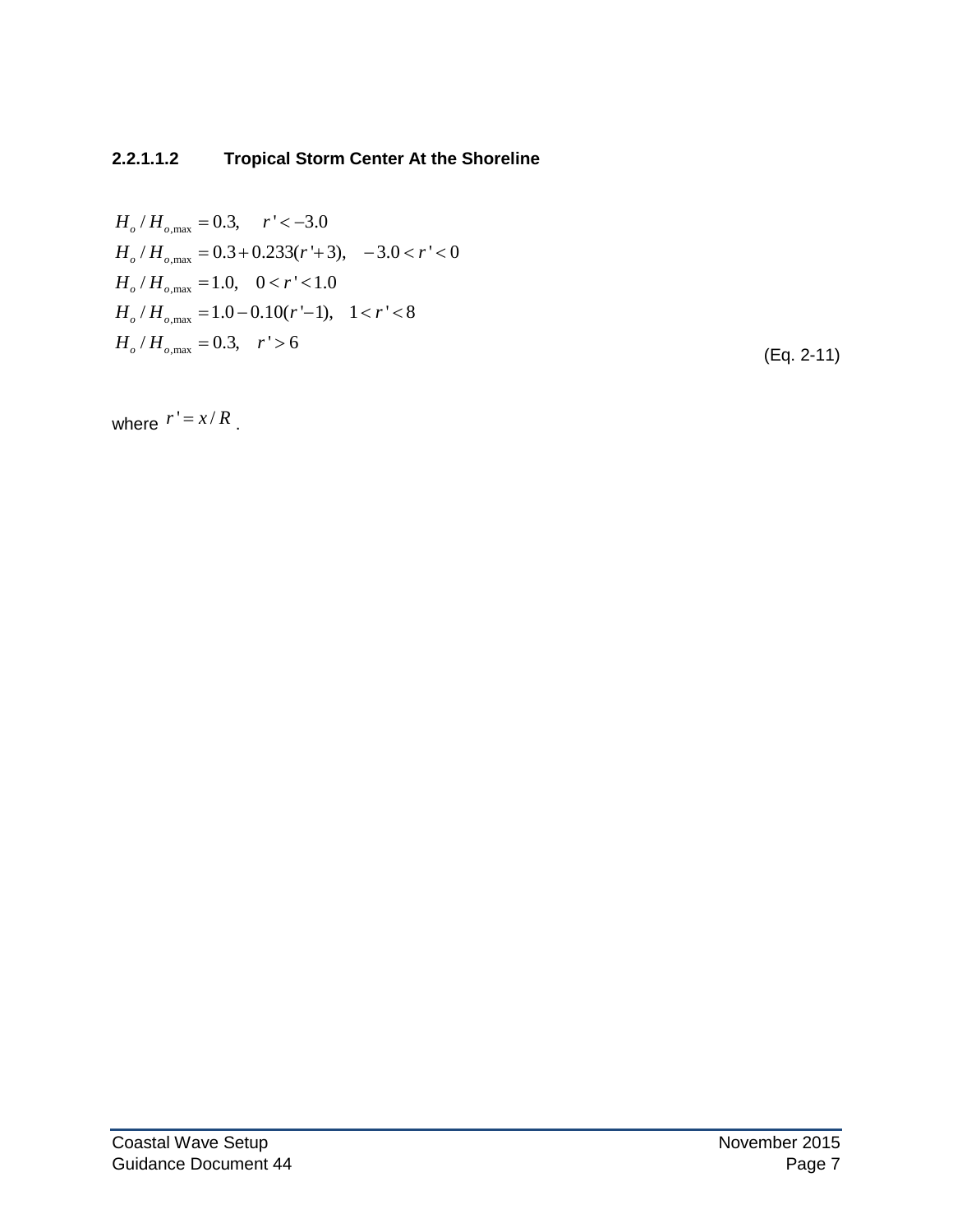#### 2.2.1.1.2 Tropical Storm Center At the Shoreline

$$
\begin{aligned}
&H_o / H_{o,\max} = 0.3, \quad r' < -3.0 \\
&H_o / H_{o,\max} = 0.3 + 0.233(r'+3), \quad -3.0 < r' < 0 \\
&H_o / H_{o,\max} = 1.0, \quad 0 < r' < 1.0 \\
&H_o / H_{o,\max} = 1.0 - 0.10(r'-1), \quad 1 < r' < 8 \\
&H_o / H_{o,\max} = 0.3, \quad r' > 6
\end{aligned}
\qquad \text{(Eq. 2-11)}
$$

where $r' = x / R$.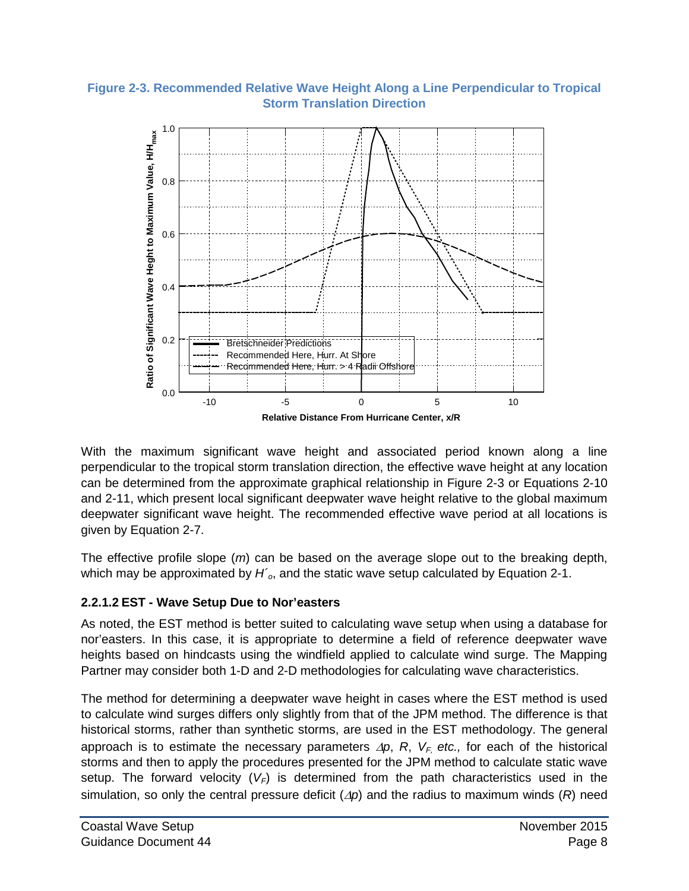**Figure 2-3. Recommended Relative Wave Height Along a Line Perpendicular to Tropical Storm Translation Direction**

With the maximum significant wave height and associated period known along a line perpendicular to the tropical storm translation direction, the effective wave height at any location can be determined from the approximate graphical relationship in Figure 2-3 or Equations 2-10 and 2-11, which present local significant deepwater wave height relative to the global maximum deepwater significant wave height. The recommended effective wave period at all locations is given by Equation 2-7.

The effective profile slope ($m$) can be based on the average slope out to the breaking depth, which may be approximated by $H'_o$, and the static wave setup calculated by Equation 2-1.

### 2.2.1.2 EST - Wave Setup Due to Nor'easters

As noted, the EST method is better suited to calculating wave setup when using a database for nor'easters. In this case, it is appropriate to determine a field of reference deepwater wave heights based on hindcasts using the windfield applied to calculate wind surge. The Mapping Partner may consider both 1-D and 2-D methodologies for calculating wave characteristics.

The method for determining a deepwater wave height in cases where the EST method is used to calculate wind surges differs only slightly from that of the JPM method. The difference is that historical storms, rather than synthetic storms, are used in the EST methodology. The general approach is to estimate the necessary parameters $\Delta p$, $R$, $V_F$, *etc.,* for each of the historical storms and then to apply the procedures presented for the JPM method to calculate static wave setup. The forward velocity ($V_F$) is determined from the path characteristics used in the simulation, so only the central pressure deficit ($\Delta p$) and the radius to maximum winds ($R$) need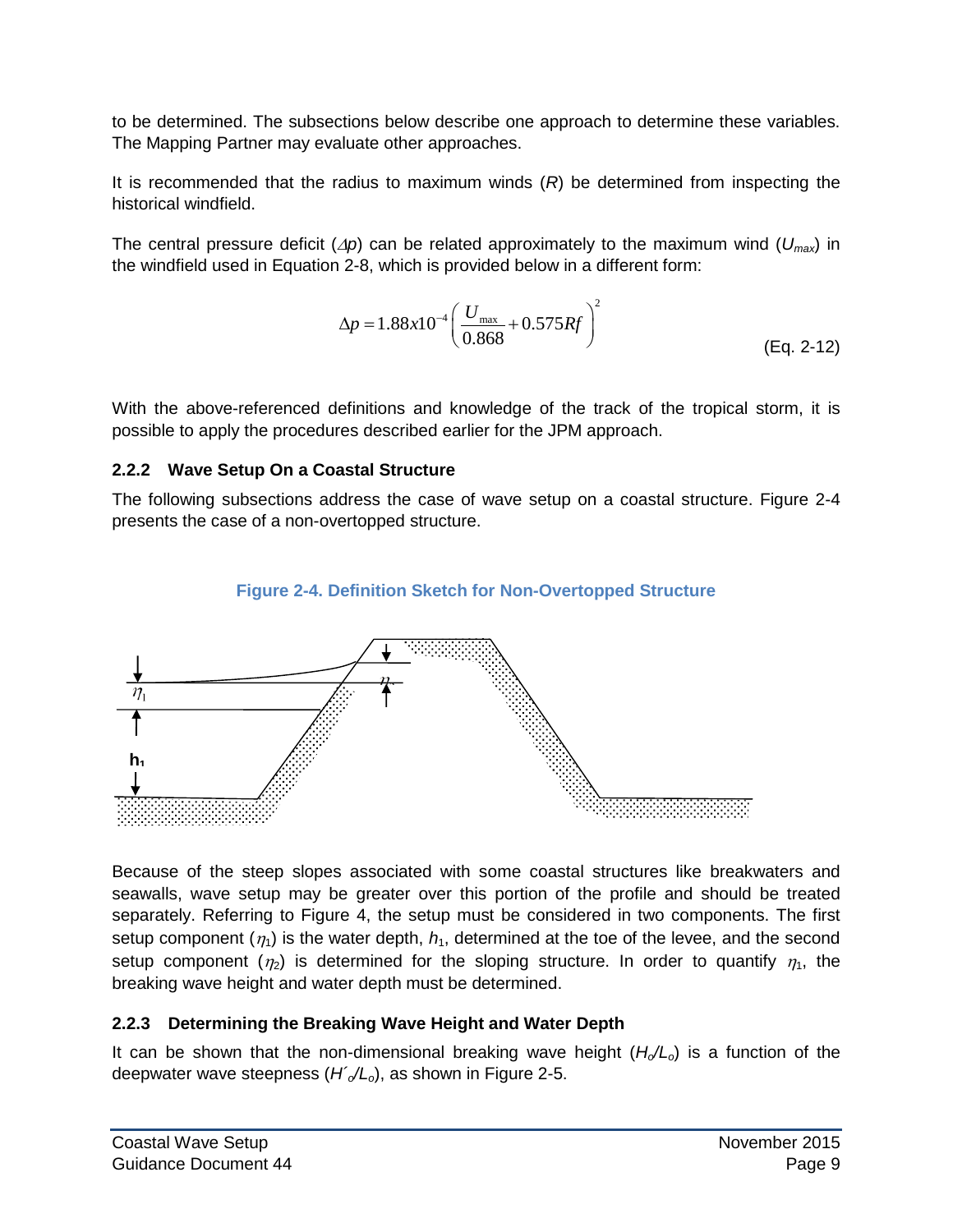to be determined. The subsections below describe one approach to determine these variables. The Mapping Partner may evaluate other approaches.

It is recommended that the radius to maximum winds ($R$) be determined from inspecting the historical windfield.

The central pressure deficit ($\Delta p$) can be related approximately to the maximum wind ($U_{max}$) in the windfield used in Equation 2-8, which is provided below in a different form:

$$\Delta p = 1.88x10^{-4}\left(\frac{U_{\max}}{0.868} + 0.575Rf\right)^2 \qquad \text{(Eq. 2-12)}$$

With the above-referenced definitions and knowledge of the track of the tropical storm, it is possible to apply the procedures described earlier for the JPM approach.

### 2.2.2 Wave Setup On a Coastal Structure

The following subsections address the case of wave setup on a coastal structure. Figure 2-4 presents the case of a non-overtopped structure.

**Figure 2-4. Definition Sketch for Non-Overtopped Structure**

Because of the steep slopes associated with some coastal structures like breakwaters and seawalls, wave setup may be greater over this portion of the profile and should be treated separately. Referring to Figure 4, the setup must be considered in two components. The first setup component ($\eta_1$) is the water depth, $h_1$, determined at the toe of the levee, and the second setup component ($\eta_2$) is determined for the sloping structure. In order to quantify $\eta_1$, the breaking wave height and water depth must be determined.

### 2.2.3 Determining the Breaking Wave Height and Water Depth

It can be shown that the non-dimensional breaking wave height ($H_o/L_o$) is a function of the deepwater wave steepness ($H'_o/L_o$), as shown in Figure 2-5.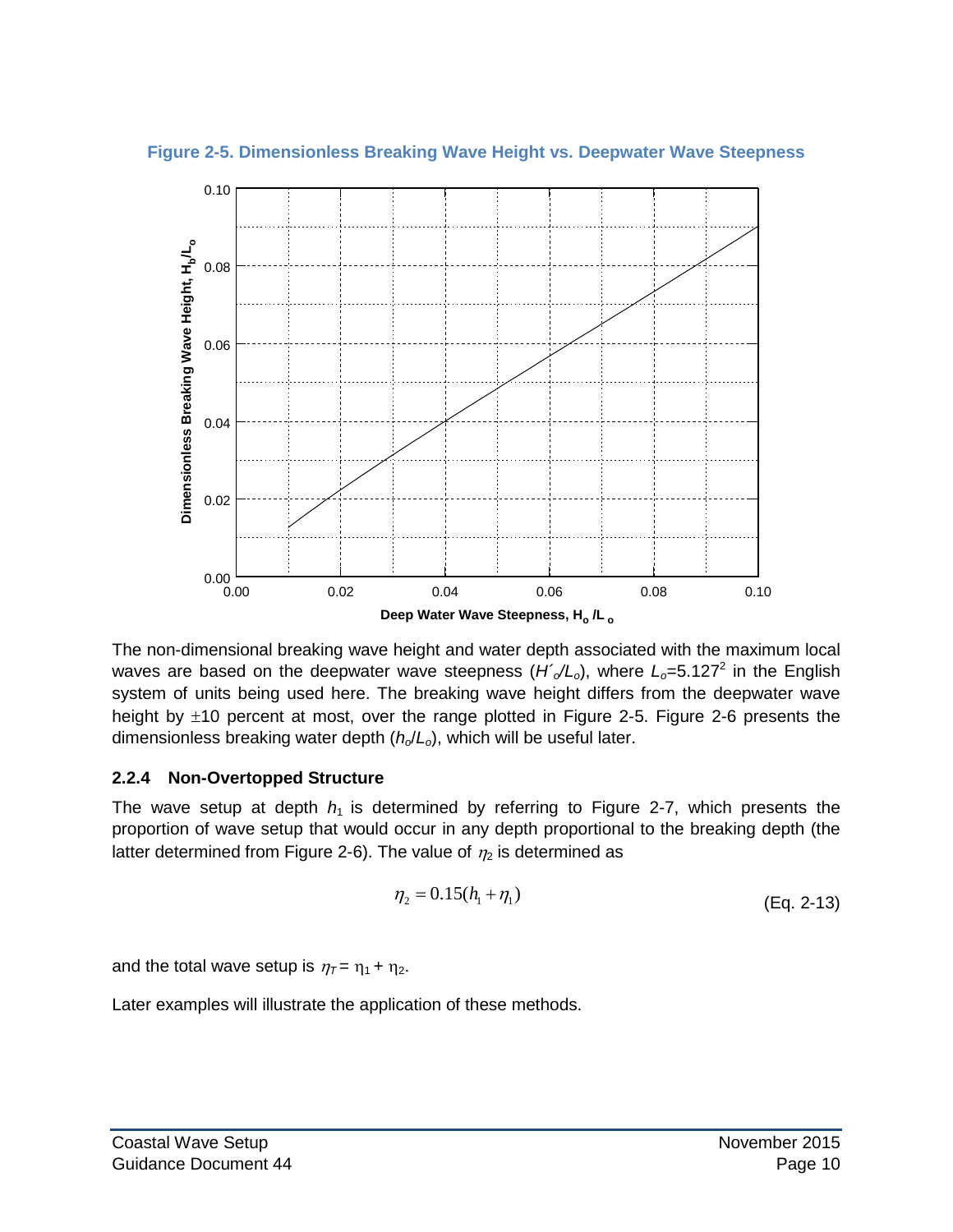**Figure 2-5. Dimensionless Breaking Wave Height vs. Deepwater Wave Steepness**

The non-dimensional breaking wave height and water depth associated with the maximum local waves are based on the deepwater wave steepness ($H'_o/L_o$), where $L_o$=5.12$T^2$ in the English system of units being used here. The breaking wave height differs from the deepwater wave height by ±10 percent at most, over the range plotted in Figure 2-5. Figure 2-6 presents the dimensionless breaking water depth ($h_o/L_o$), which will be useful later.

### 2.2.4 Non-Overtopped Structure

The wave setup at depth $h_1$ is determined by referring to Figure 2-7, which presents the proportion of wave setup that would occur in any depth proportional to the breaking depth (the latter determined from Figure 2-6). The value of $\eta_2$ is determined as

$$\eta_2 = 0.15(h_1 + \eta_1) \qquad \text{(Eq. 2-13)}$$

and the total wave setup is $\eta_T = \eta_1 + \eta_2$.

Later examples will illustrate the application of these methods.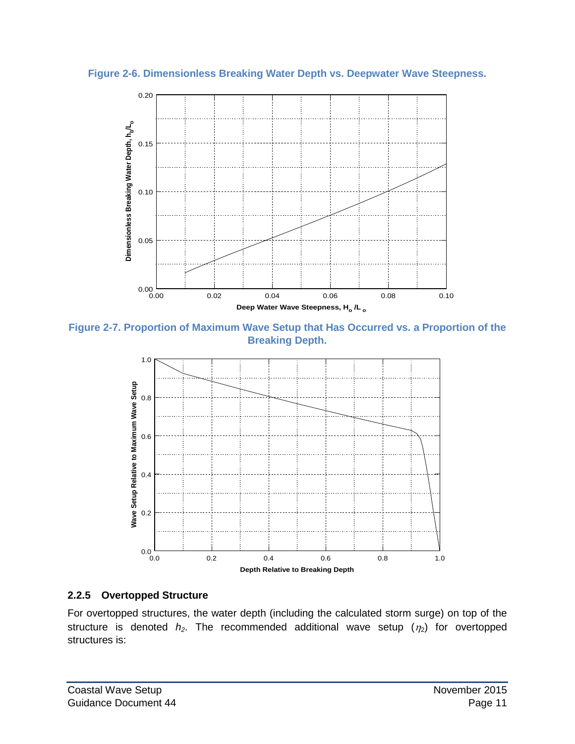**Figure 2-6. Dimensionless Breaking Water Depth vs. Deepwater Wave Steepness.**

**Figure 2-7. Proportion of Maximum Wave Setup that Has Occurred vs. a Proportion of the Breaking Depth.**

### 2.2.5 Overtopped Structure

For overtopped structures, the water depth (including the calculated storm surge) on top of the structure is denoted $h_2$. The recommended additional wave setup ($\eta_2$) for overtopped structures is: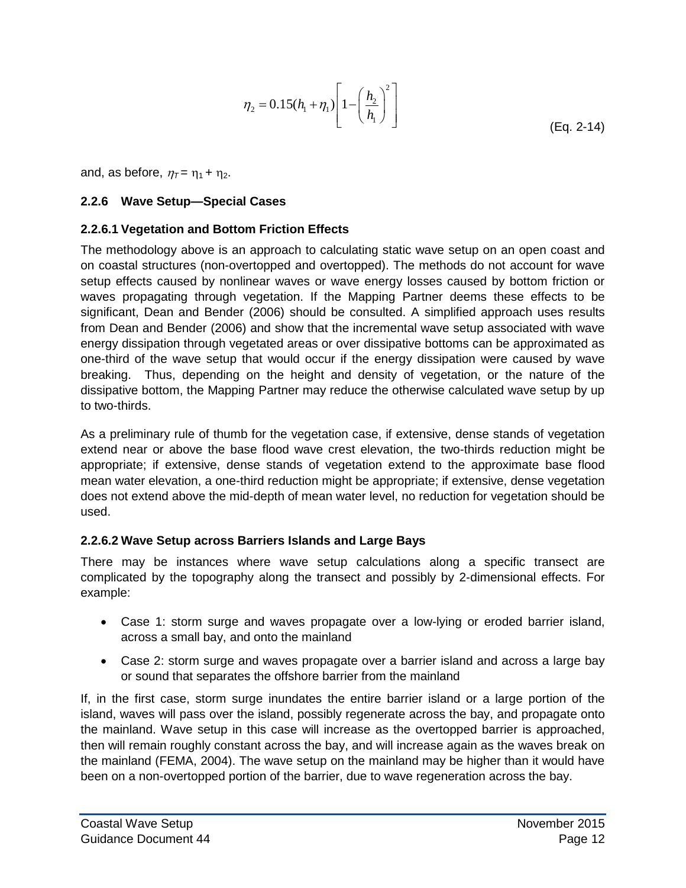$$\eta_2 = 0.15(h_1 + \eta_1)\left[1 - \left(\frac{h_2}{h_1}\right)^2\right] \tag{Eq. 2-14}$$

and, as before, $\eta_T = \eta_1 + \eta_2$.

### 2.2.6 Wave Setup—Special Cases

#### 2.2.6.1 Vegetation and Bottom Friction Effects

The methodology above is an approach to calculating static wave setup on an open coast and on coastal structures (non-overtopped and overtopped). The methods do not account for wave setup effects caused by nonlinear waves or wave energy losses caused by bottom friction or waves propagating through vegetation. If the Mapping Partner deems these effects to be significant, Dean and Bender (2006) should be consulted. A simplified approach uses results from Dean and Bender (2006) and show that the incremental wave setup associated with wave energy dissipation through vegetated areas or over dissipative bottoms can be approximated as one-third of the wave setup that would occur if the energy dissipation were caused by wave breaking. Thus, depending on the height and density of vegetation, or the nature of the dissipative bottom, the Mapping Partner may reduce the otherwise calculated wave setup by up to two-thirds.

As a preliminary rule of thumb for the vegetation case, if extensive, dense stands of vegetation extend near or above the base flood wave crest elevation, the two-thirds reduction might be appropriate; if extensive, dense stands of vegetation extend to the approximate base flood mean water elevation, a one-third reduction might be appropriate; if extensive, dense vegetation does not extend above the mid-depth of mean water level, no reduction for vegetation should be used.

#### 2.2.6.2 Wave Setup across Barriers Islands and Large Bays

There may be instances where wave setup calculations along a specific transect are complicated by the topography along the transect and possibly by 2-dimensional effects. For example:

- Case 1: storm surge and waves propagate over a low-lying or eroded barrier island, across a small bay, and onto the mainland
- Case 2: storm surge and waves propagate over a barrier island and across a large bay or sound that separates the offshore barrier from the mainland

If, in the first case, storm surge inundates the entire barrier island or a large portion of the island, waves will pass over the island, possibly regenerate across the bay, and propagate onto the mainland. Wave setup in this case will increase as the overtopped barrier is approached, then will remain roughly constant across the bay, and will increase again as the waves break on the mainland (FEMA, 2004). The wave setup on the mainland may be higher than it would have been on a non-overtopped portion of the barrier, due to wave regeneration across the bay.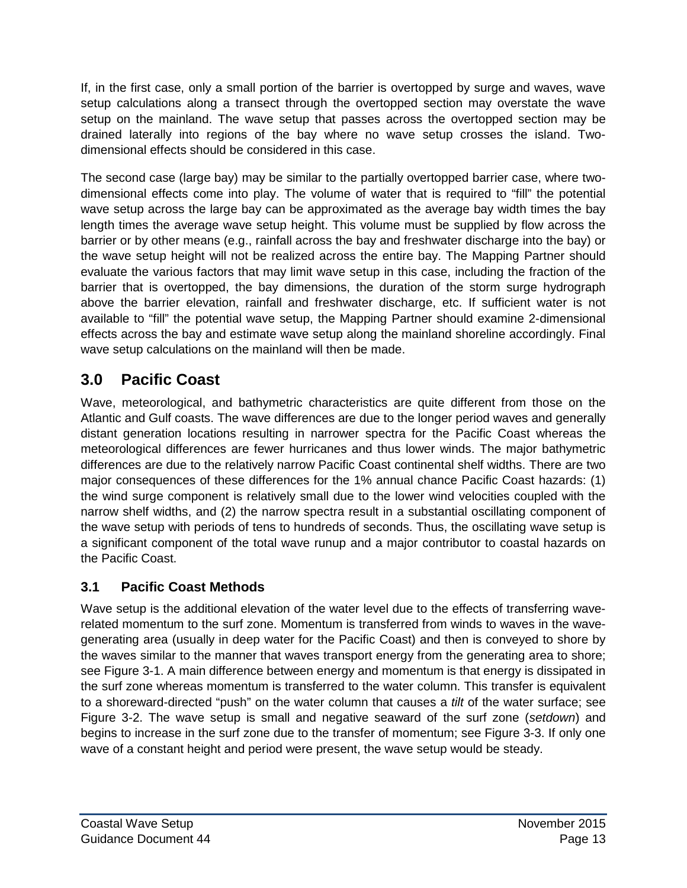If, in the first case, only a small portion of the barrier is overtopped by surge and waves, wave setup calculations along a transect through the overtopped section may overstate the wave setup on the mainland. The wave setup that passes across the overtopped section may be drained laterally into regions of the bay where no wave setup crosses the island. Two-dimensional effects should be considered in this case.

The second case (large bay) may be similar to the partially overtopped barrier case, where two-dimensional effects come into play. The volume of water that is required to "fill" the potential wave setup across the large bay can be approximated as the average bay width times the bay length times the average wave setup height. This volume must be supplied by flow across the barrier or by other means (e.g., rainfall across the bay and freshwater discharge into the bay) or the wave setup height will not be realized across the entire bay. The Mapping Partner should evaluate the various factors that may limit wave setup in this case, including the fraction of the barrier that is overtopped, the bay dimensions, the duration of the storm surge hydrograph above the barrier elevation, rainfall and freshwater discharge, etc. If sufficient water is not available to "fill" the potential wave setup, the Mapping Partner should examine 2-dimensional effects across the bay and estimate wave setup along the mainland shoreline accordingly. Final wave setup calculations on the mainland will then be made.

# 3.0 Pacific Coast

Wave, meteorological, and bathymetric characteristics are quite different from those on the Atlantic and Gulf coasts. The wave differences are due to the longer period waves and generally distant generation locations resulting in narrower spectra for the Pacific Coast whereas the meteorological differences are fewer hurricanes and thus lower winds. The major bathymetric differences are due to the relatively narrow Pacific Coast continental shelf widths. There are two major consequences of these differences for the 1% annual chance Pacific Coast hazards: (1) the wind surge component is relatively small due to the lower wind velocities coupled with the narrow shelf widths, and (2) the narrow spectra result in a substantial oscillating component of the wave setup with periods of tens to hundreds of seconds. Thus, the oscillating wave setup is a significant component of the total wave runup and a major contributor to coastal hazards on the Pacific Coast.

## 3.1 Pacific Coast Methods

Wave setup is the additional elevation of the water level due to the effects of transferring wave-related momentum to the surf zone. Momentum is transferred from winds to waves in the wave-generating area (usually in deep water for the Pacific Coast) and then is conveyed to shore by the waves similar to the manner that waves transport energy from the generating area to shore; see Figure 3-1. A main difference between energy and momentum is that energy is dissipated in the surf zone whereas momentum is transferred to the water column. This transfer is equivalent to a shoreward-directed "push" on the water column that causes a *tilt* of the water surface; see Figure 3-2. The wave setup is small and negative seaward of the surf zone (*setdown*) and begins to increase in the surf zone due to the transfer of momentum; see Figure 3-3. If only one wave of a constant height and period were present, the wave setup would be steady.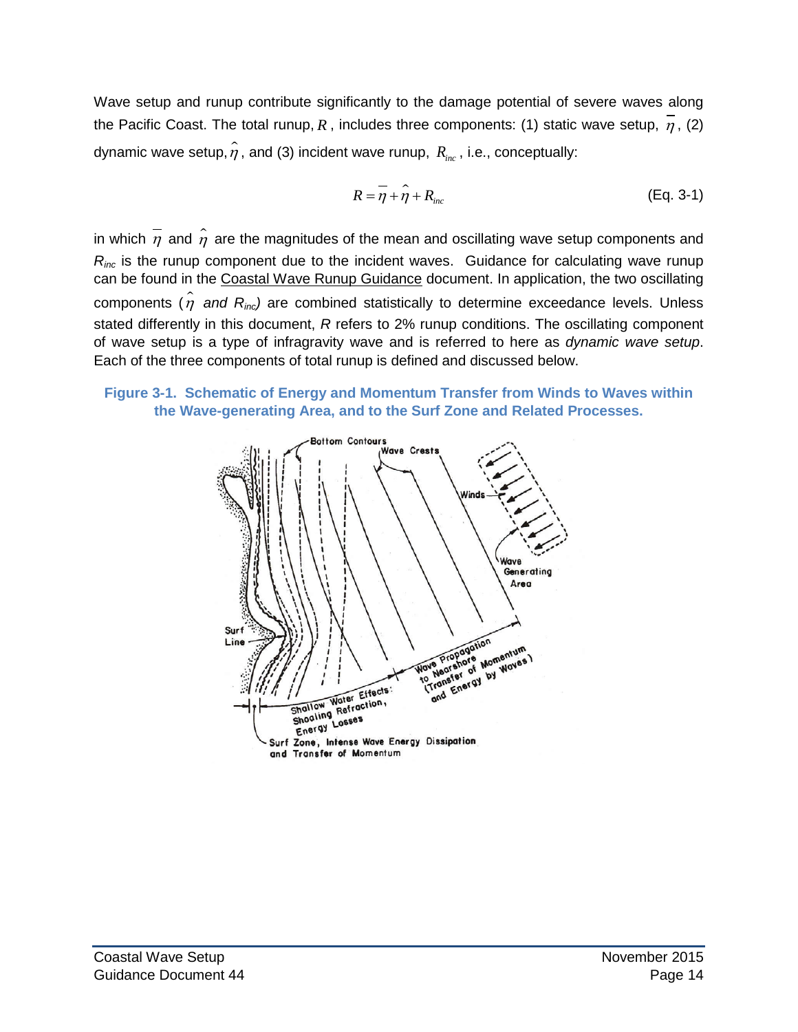Wave setup and runup contribute significantly to the damage potential of severe waves along the Pacific Coast. The total runup, $R$, includes three components: (1) static wave setup, $\overline{\eta}$, (2) dynamic wave setup, $\hat{\eta}$, and (3) incident wave runup, $R_{inc}$, i.e., conceptually:

$$R = \overline{\eta} + \hat{\eta} + R_{inc} \quad \text{(Eq. 3-1)}$$

in which $\overline{\eta}$ and $\hat{\eta}$ are the magnitudes of the mean and oscillating wave setup components and $R_{inc}$ is the runup component due to the incident waves. Guidance for calculating wave runup can be found in the Coastal Wave Runup Guidance document. In application, the two oscillating components ($\hat{\eta}$ *and* $R_{inc}$) are combined statistically to determine exceedance levels. Unless stated differently in this document, $R$ refers to 2% runup conditions. The oscillating component of wave setup is a type of infragravity wave and is referred to here as *dynamic wave setup*. Each of the three components of total runup is defined and discussed below.

**Figure 3-1. Schematic of Energy and Momentum Transfer from Winds to Waves within the Wave-generating Area, and to the Surf Zone and Related Processes.**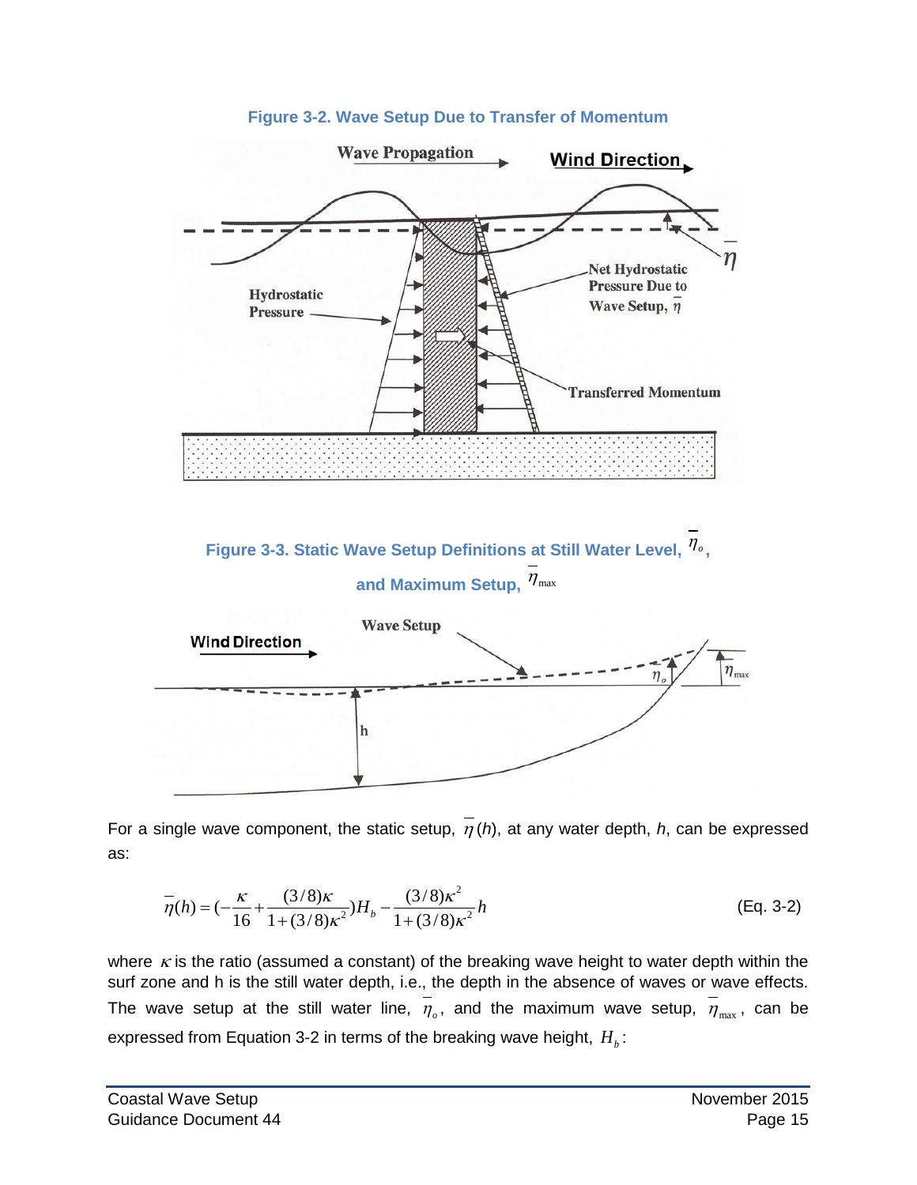**Figure 3-2. Wave Setup Due to Transfer of Momentum**

**Figure 3-3. Static Wave Setup Definitions at Still Water Level, $\overline{\eta}_o$, and Maximum Setup, $\overline{\eta}_{max}$**

For a single wave component, the static setup, $\overline{\eta}(h)$, at any water depth, $h$, can be expressed as:

$$\overline{\eta}(h) = \left(-\frac{\kappa}{16} + \frac{(3/8)\kappa}{1+(3/8)\kappa^2}\right)H_b - \frac{(3/8)\kappa^2}{1+(3/8)\kappa^2}h \qquad \text{(Eq. 3-2)}$$

where $\kappa$ is the ratio (assumed a constant) of the breaking wave height to water depth within the surf zone and h is the still water depth, i.e., the depth in the absence of waves or wave effects. The wave setup at the still water line, $\overline{\eta}_o$, and the maximum wave setup, $\overline{\eta}_{max}$, can be expressed from Equation 3-2 in terms of the breaking wave height, $H_b$: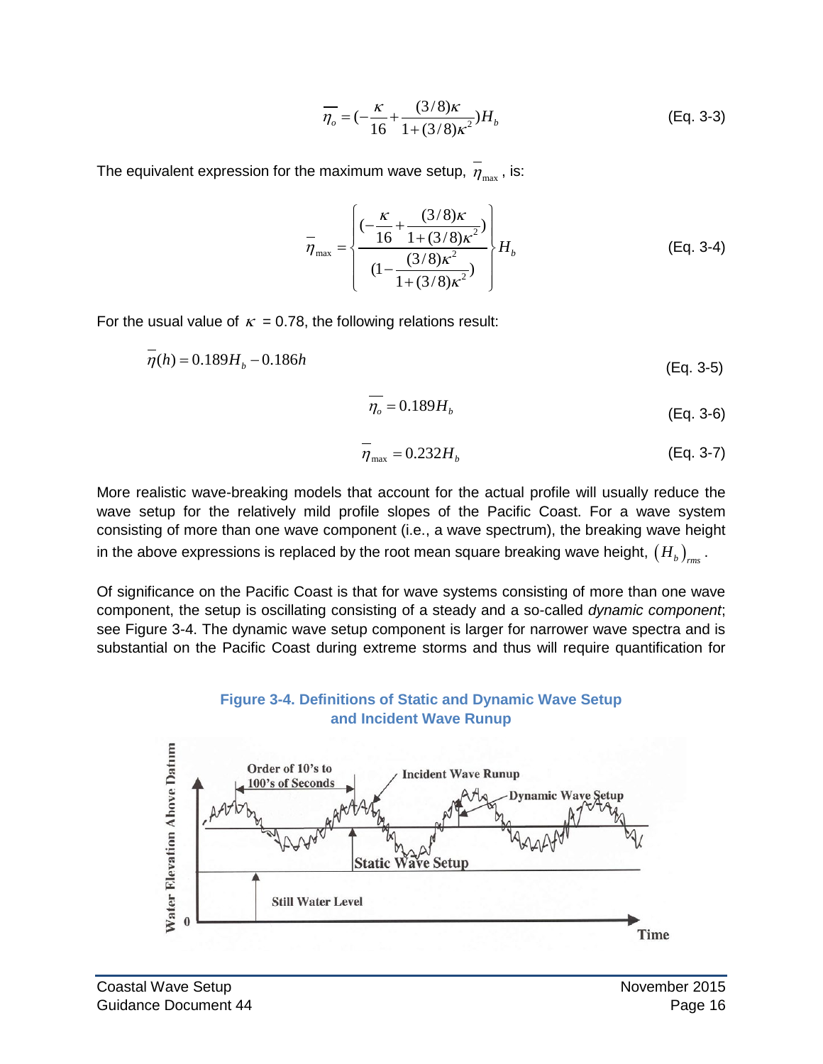$$\overline{\eta_o} = (-\frac{\kappa}{16} + \frac{(3/8)\kappa}{1+(3/8)\kappa^2})H_b \qquad \text{(Eq. 3-3)}$$

The equivalent expression for the maximum wave setup, $\overline{\eta}_{\max}$, is:

$$\overline{\eta}_{\max} = \left\{ \frac{(-\frac{\kappa}{16} + \frac{(3/8)\kappa}{1+(3/8)\kappa^2})}{(1 - \frac{(3/8)\kappa^2}{1+(3/8)\kappa^2})} \right\} H_b \qquad \text{(Eq. 3-4)}$$

For the usual value of $\kappa$ = 0.78, the following relations result:

$$\overline{\eta}(h) = 0.189H_b - 0.186h \qquad \text{(Eq. 3-5)}$$

$$\overline{\eta_o} = 0.189H_b \qquad \text{(Eq. 3-6)}$$

$$\overline{\eta}_{\max} = 0.232H_b \qquad \text{(Eq. 3-7)}$$

More realistic wave-breaking models that account for the actual profile will usually reduce the wave setup for the relatively mild profile slopes of the Pacific Coast. For a wave system consisting of more than one wave component (i.e., a wave spectrum), the breaking wave height in the above expressions is replaced by the root mean square breaking wave height, $(H_b)_{rms}$.

Of significance on the Pacific Coast is that for wave systems consisting of more than one wave component, the setup is oscillating consisting of a steady and a so-called *dynamic component*; see Figure 3-4. The dynamic wave setup component is larger for narrower wave spectra and is substantial on the Pacific Coast during extreme storms and thus will require quantification for

**Figure 3-4. Definitions of Static and Dynamic Wave Setup and Incident Wave Runup**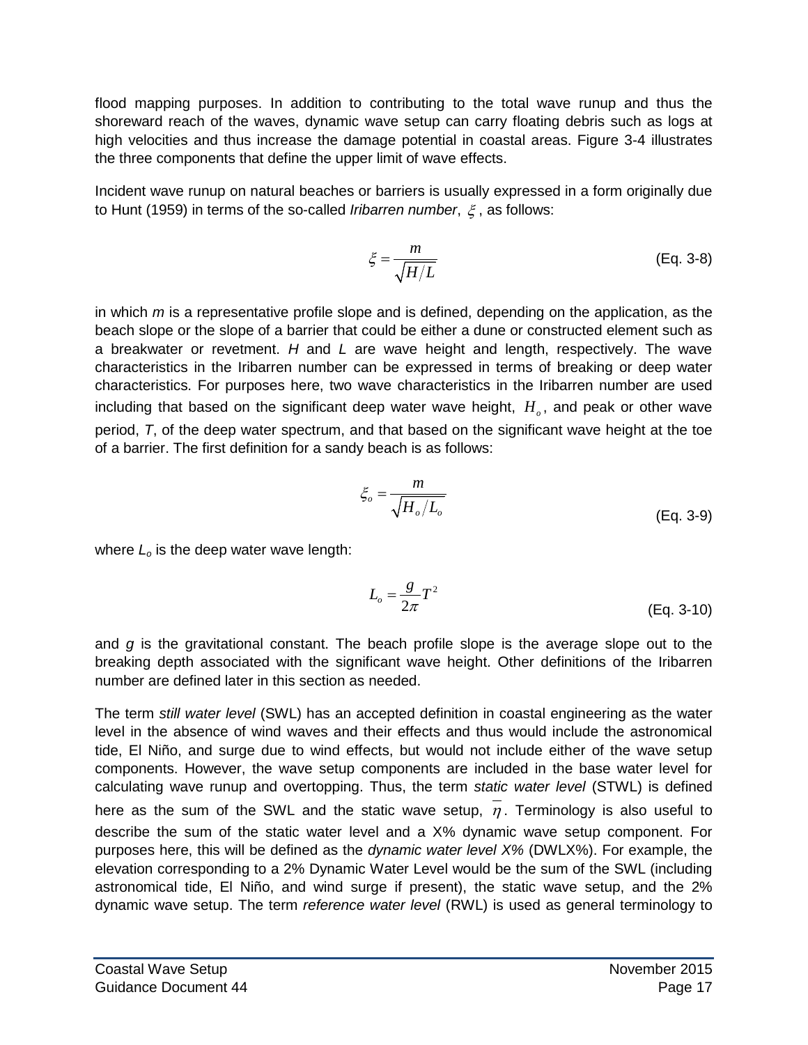flood mapping purposes. In addition to contributing to the total wave runup and thus the shoreward reach of the waves, dynamic wave setup can carry floating debris such as logs at high velocities and thus increase the damage potential in coastal areas. Figure 3-4 illustrates the three components that define the upper limit of wave effects.

Incident wave runup on natural beaches or barriers is usually expressed in a form originally due to Hunt (1959) in terms of the so-called *Iribarren number*, $\xi$, as follows:

$$\xi = \frac{m}{\sqrt{H/L}} \quad \text{(Eq. 3-8)}$$

in which $m$ is a representative profile slope and is defined, depending on the application, as the beach slope or the slope of a barrier that could be either a dune or constructed element such as a breakwater or revetment. $H$ and $L$ are wave height and length, respectively. The wave characteristics in the Iribarren number can be expressed in terms of breaking or deep water characteristics. For purposes here, two wave characteristics in the Iribarren number are used including that based on the significant deep water wave height, $H_o$, and peak or other wave period, $T$, of the deep water spectrum, and that based on the significant wave height at the toe of a barrier. The first definition for a sandy beach is as follows:

$$\xi_o = \frac{m}{\sqrt{H_o/L_o}} \quad \text{(Eq. 3-9)}$$

where $L_o$ is the deep water wave length:

$$L_o = \frac{g}{2\pi}T^2 \quad \text{(Eq. 3-10)}$$

and $g$ is the gravitational constant. The beach profile slope is the average slope out to the breaking depth associated with the significant wave height. Other definitions of the Iribarren number are defined later in this section as needed.

The term *still water level* (SWL) has an accepted definition in coastal engineering as the water level in the absence of wind waves and their effects and thus would include the astronomical tide, El Niño, and surge due to wind effects, but would not include either of the wave setup components. However, the wave setup components are included in the base water level for calculating wave runup and overtopping. Thus, the term *static water level* (STWL) is defined here as the sum of the SWL and the static wave setup, $\overline{\eta}$. Terminology is also useful to describe the sum of the static water level and a X% dynamic wave setup component. For purposes here, this will be defined as the *dynamic water level X%* (DWLX%). For example, the elevation corresponding to a 2% Dynamic Water Level would be the sum of the SWL (including astronomical tide, El Niño, and wind surge if present), the static wave setup, and the 2% dynamic wave setup. The term *reference water level* (RWL) is used as general terminology to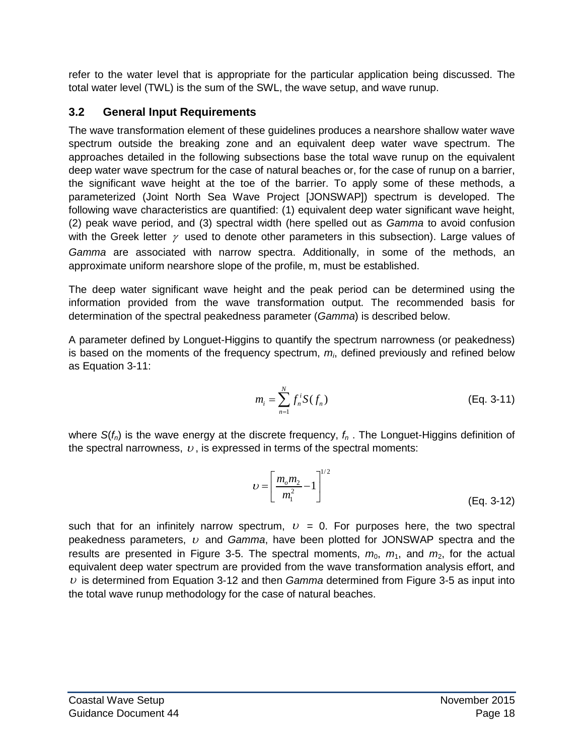refer to the water level that is appropriate for the particular application being discussed. The total water level (TWL) is the sum of the SWL, the wave setup, and wave runup.

## 3.2 General Input Requirements

The wave transformation element of these guidelines produces a nearshore shallow water wave spectrum outside the breaking zone and an equivalent deep water wave spectrum. The approaches detailed in the following subsections base the total wave runup on the equivalent deep water wave spectrum for the case of natural beaches or, for the case of runup on a barrier, the significant wave height at the toe of the barrier. To apply some of these methods, a parameterized (Joint North Sea Wave Project [JONSWAP]) spectrum is developed. The following wave characteristics are quantified: (1) equivalent deep water significant wave height, (2) peak wave period, and (3) spectral width (here spelled out as *Gamma* to avoid confusion with the Greek letter $\gamma$ used to denote other parameters in this subsection). Large values of *Gamma* are associated with narrow spectra. Additionally, in some of the methods, an approximate uniform nearshore slope of the profile, m, must be established.

The deep water significant wave height and the peak period can be determined using the information provided from the wave transformation output. The recommended basis for determination of the spectral peakedness parameter (*Gamma*) is described below.

A parameter defined by Longuet-Higgins to quantify the spectrum narrowness (or peakedness) is based on the moments of the frequency spectrum, $m_i$, defined previously and refined below as Equation 3-11:

$$m_i = \sum_{n=1}^{N} f_n^{\,i} S(f_n) \qquad \text{(Eq. 3-11)}$$

where $S(f_n)$ is the wave energy at the discrete frequency, $f_n$ . The Longuet-Higgins definition of the spectral narrowness, $\upsilon$, is expressed in terms of the spectral moments:

$$\upsilon = \left[ \frac{m_o m_2}{m_1^2} - 1 \right]^{1/2} \qquad \text{(Eq. 3-12)}$$

such that for an infinitely narrow spectrum, $\upsilon$ = 0. For purposes here, the two spectral peakedness parameters, $\upsilon$ and *Gamma*, have been plotted for JONSWAP spectra and the results are presented in Figure 3-5. The spectral moments, $m_0$, $m_1$, and $m_2$, for the actual equivalent deep water spectrum are provided from the wave transformation analysis effort, and $\upsilon$ is determined from Equation 3-12 and then *Gamma* determined from Figure 3-5 as input into the total wave runup methodology for the case of natural beaches.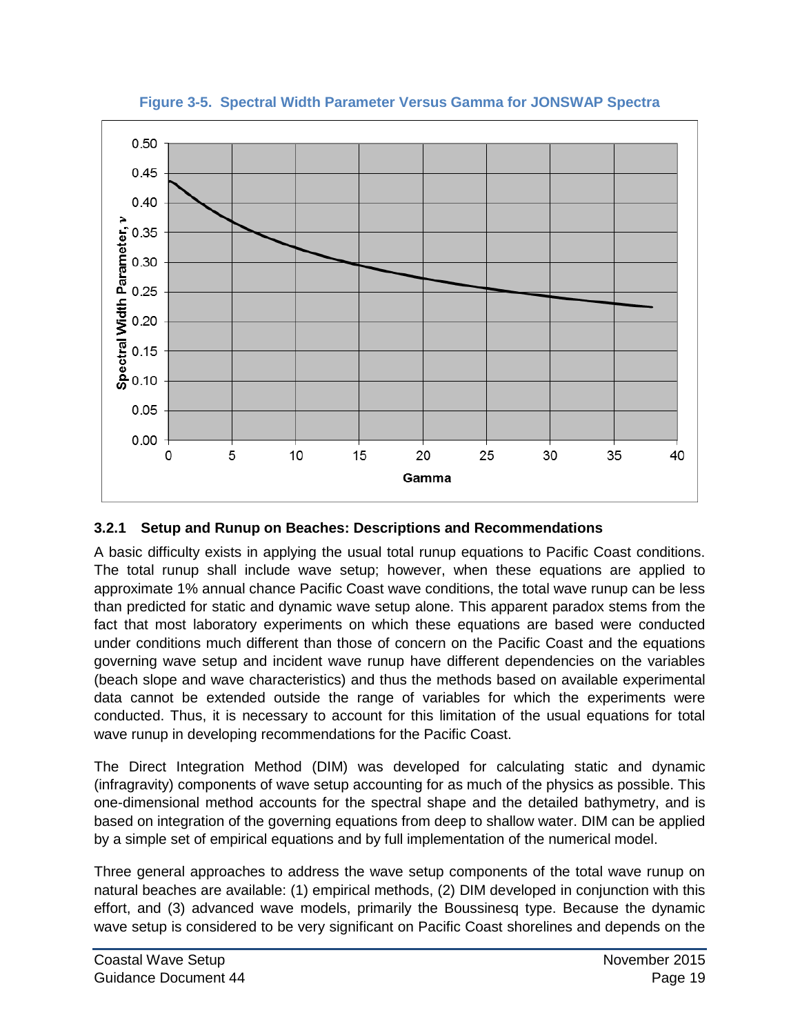**Figure 3-5. Spectral Width Parameter Versus Gamma for JONSWAP Spectra**

### 3.2.1 Setup and Runup on Beaches: Descriptions and Recommendations

A basic difficulty exists in applying the usual total runup equations to Pacific Coast conditions. The total runup shall include wave setup; however, when these equations are applied to approximate 1% annual chance Pacific Coast wave conditions, the total wave runup can be less than predicted for static and dynamic wave setup alone. This apparent paradox stems from the fact that most laboratory experiments on which these equations are based were conducted under conditions much different than those of concern on the Pacific Coast and the equations governing wave setup and incident wave runup have different dependencies on the variables (beach slope and wave characteristics) and thus the methods based on available experimental data cannot be extended outside the range of variables for which the experiments were conducted. Thus, it is necessary to account for this limitation of the usual equations for total wave runup in developing recommendations for the Pacific Coast.

The Direct Integration Method (DIM) was developed for calculating static and dynamic (infragravity) components of wave setup accounting for as much of the physics as possible. This one-dimensional method accounts for the spectral shape and the detailed bathymetry, and is based on integration of the governing equations from deep to shallow water. DIM can be applied by a simple set of empirical equations and by full implementation of the numerical model.

Three general approaches to address the wave setup components of the total wave runup on natural beaches are available: (1) empirical methods, (2) DIM developed in conjunction with this effort, and (3) advanced wave models, primarily the Boussinesq type. Because the dynamic wave setup is considered to be very significant on Pacific Coast shorelines and depends on the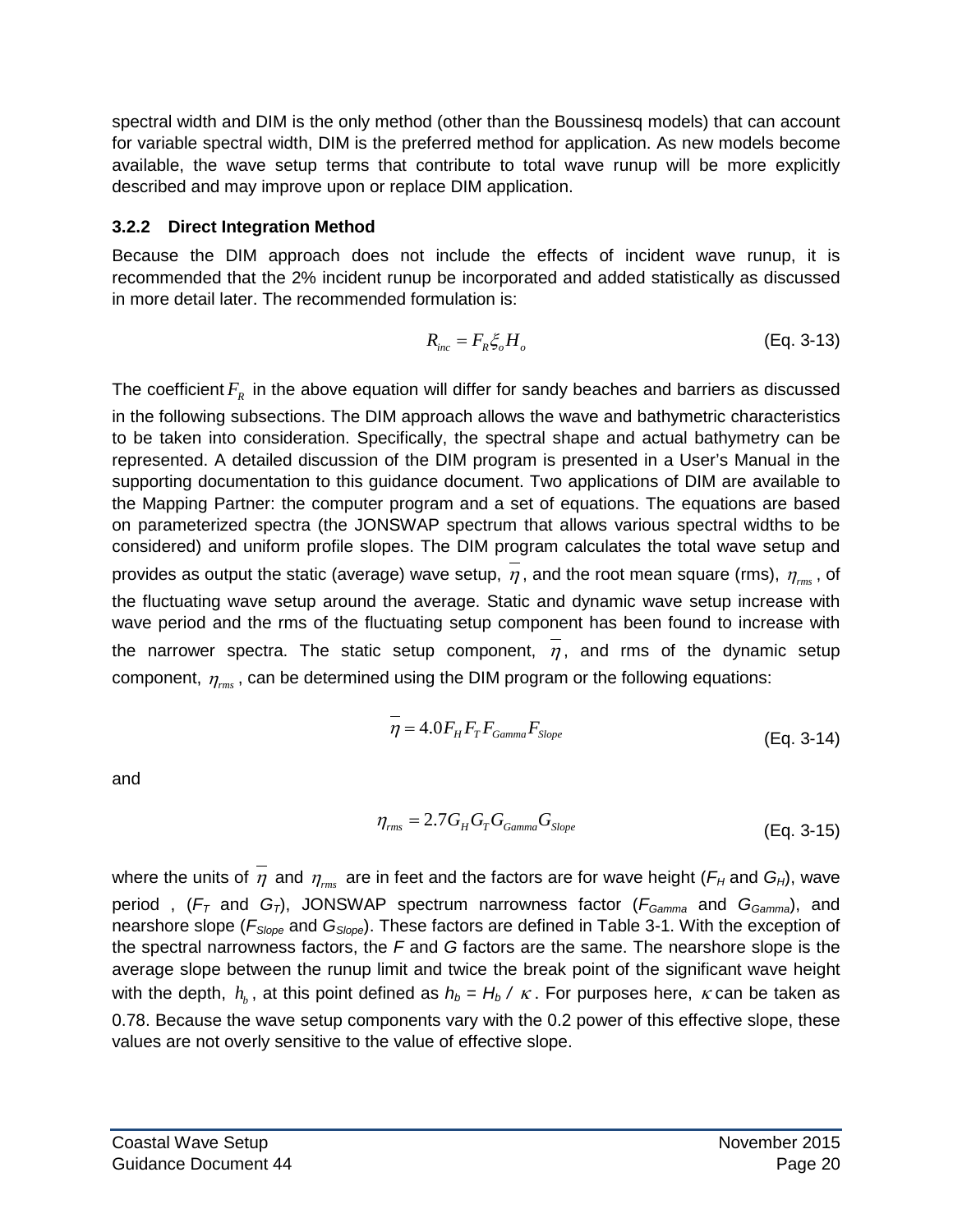spectral width and DIM is the only method (other than the Boussinesq models) that can account for variable spectral width, DIM is the preferred method for application. As new models become available, the wave setup terms that contribute to total wave runup will be more explicitly described and may improve upon or replace DIM application.

### 3.2.2 Direct Integration Method

Because the DIM approach does not include the effects of incident wave runup, it is recommended that the 2% incident runup be incorporated and added statistically as discussed in more detail later. The recommended formulation is:

$$R_{inc} = F_R \xi_o H_o \qquad \text{(Eq. 3-13)}$$

The coefficient $F_R$ in the above equation will differ for sandy beaches and barriers as discussed in the following subsections. The DIM approach allows the wave and bathymetric characteristics to be taken into consideration. Specifically, the spectral shape and actual bathymetry can be represented. A detailed discussion of the DIM program is presented in a User's Manual in the supporting documentation to this guidance document. Two applications of DIM are available to the Mapping Partner: the computer program and a set of equations. The equations are based on parameterized spectra (the JONSWAP spectrum that allows various spectral widths to be considered) and uniform profile slopes. The DIM program calculates the total wave setup and provides as output the static (average) wave setup, $\overline{\eta}$, and the root mean square (rms), $\eta_{rms}$, of the fluctuating wave setup around the average. Static and dynamic wave setup increase with wave period and the rms of the fluctuating setup component has been found to increase with the narrower spectra. The static setup component, $\overline{\eta}$, and rms of the dynamic setup component, $\eta_{rms}$, can be determined using the DIM program or the following equations:

$$\overline{\eta} = 4.0 F_H F_T F_{Gamma} F_{Slope} \qquad \text{(Eq. 3-14)}$$

and

$$\eta_{rms} = 2.7 G_H G_T G_{Gamma} G_{Slope} \qquad \text{(Eq. 3-15)}$$

where the units of $\overline{\eta}$ and $\eta_{rms}$ are in feet and the factors are for wave height ($F_H$ and $G_H$), wave period , ($F_T$ and $G_T$), JONSWAP spectrum narrowness factor ($F_{Gamma}$ and $G_{Gamma}$), and nearshore slope ($F_{Slope}$ and $G_{Slope}$). These factors are defined in Table 3-1. With the exception of the spectral narrowness factors, the *F* and *G* factors are the same. The nearshore slope is the average slope between the runup limit and twice the break point of the significant wave height with the depth, $h_b$, at this point defined as $h_b = H_b / \kappa$. For purposes here, $\kappa$ can be taken as 0.78. Because the wave setup components vary with the 0.2 power of this effective slope, these values are not overly sensitive to the value of effective slope.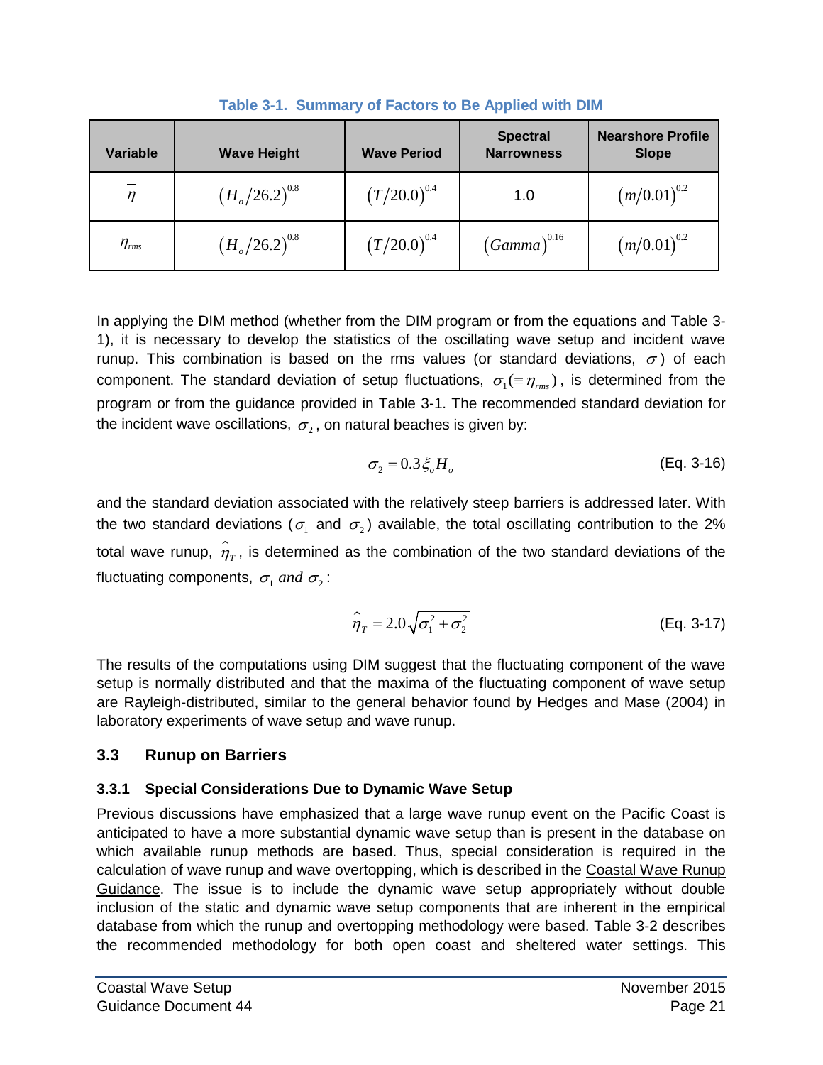**Table 3-1. Summary of Factors to Be Applied with DIM**

| Variable | Wave Height | Wave Period | Spectral Narrowness | Nearshore Profile Slope |
|---|---|---|---|---|
| $\bar{\eta}$ | $(H_o/26.2)^{0.8}$ | $(T/20.0)^{0.4}$ | 1.0 | $(m/0.01)^{0.2}$ |
| $\eta_{rms}$ | $(H_o/26.2)^{0.8}$ | $(T/20.0)^{0.4}$ | $(Gamma)^{0.16}$ | $(m/0.01)^{0.2}$ |

In applying the DIM method (whether from the DIM program or from the equations and Table 3-1), it is necessary to develop the statistics of the oscillating wave setup and incident wave runup. This combination is based on the rms values (or standard deviations, $\sigma$) of each component. The standard deviation of setup fluctuations, $\sigma_1 (\equiv \eta_{rms})$, is determined from the program or from the guidance provided in Table 3-1. The recommended standard deviation for the incident wave oscillations, $\sigma_2$, on natural beaches is given by:

$$\sigma_2 = 0.3 \xi_o H_o \qquad \text{(Eq. 3-16)}$$

and the standard deviation associated with the relatively steep barriers is addressed later. With the two standard deviations ($\sigma_1$ and $\sigma_2$) available, the total oscillating contribution to the 2% total wave runup, $\hat{\eta}_T$, is determined as the combination of the two standard deviations of the fluctuating components, $\sigma_1$ *and* $\sigma_2$:

$$\hat{\eta}_T = 2.0 \sqrt{\sigma_1^2 + \sigma_2^2} \qquad \text{(Eq. 3-17)}$$

The results of the computations using DIM suggest that the fluctuating component of the wave setup is normally distributed and that the maxima of the fluctuating component of wave setup are Rayleigh-distributed, similar to the general behavior found by Hedges and Mase (2004) in laboratory experiments of wave setup and wave runup.

## 3.3 Runup on Barriers

### 3.3.1 Special Considerations Due to Dynamic Wave Setup

Previous discussions have emphasized that a large wave runup event on the Pacific Coast is anticipated to have a more substantial dynamic wave setup than is present in the database on which available runup methods are based. Thus, special consideration is required in the calculation of wave runup and wave overtopping, which is described in the Coastal Wave Runup Guidance. The issue is to include the dynamic wave setup appropriately without double inclusion of the static and dynamic wave setup components that are inherent in the empirical database from which the runup and overtopping methodology were based. Table 3-2 describes the recommended methodology for both open coast and sheltered water settings. This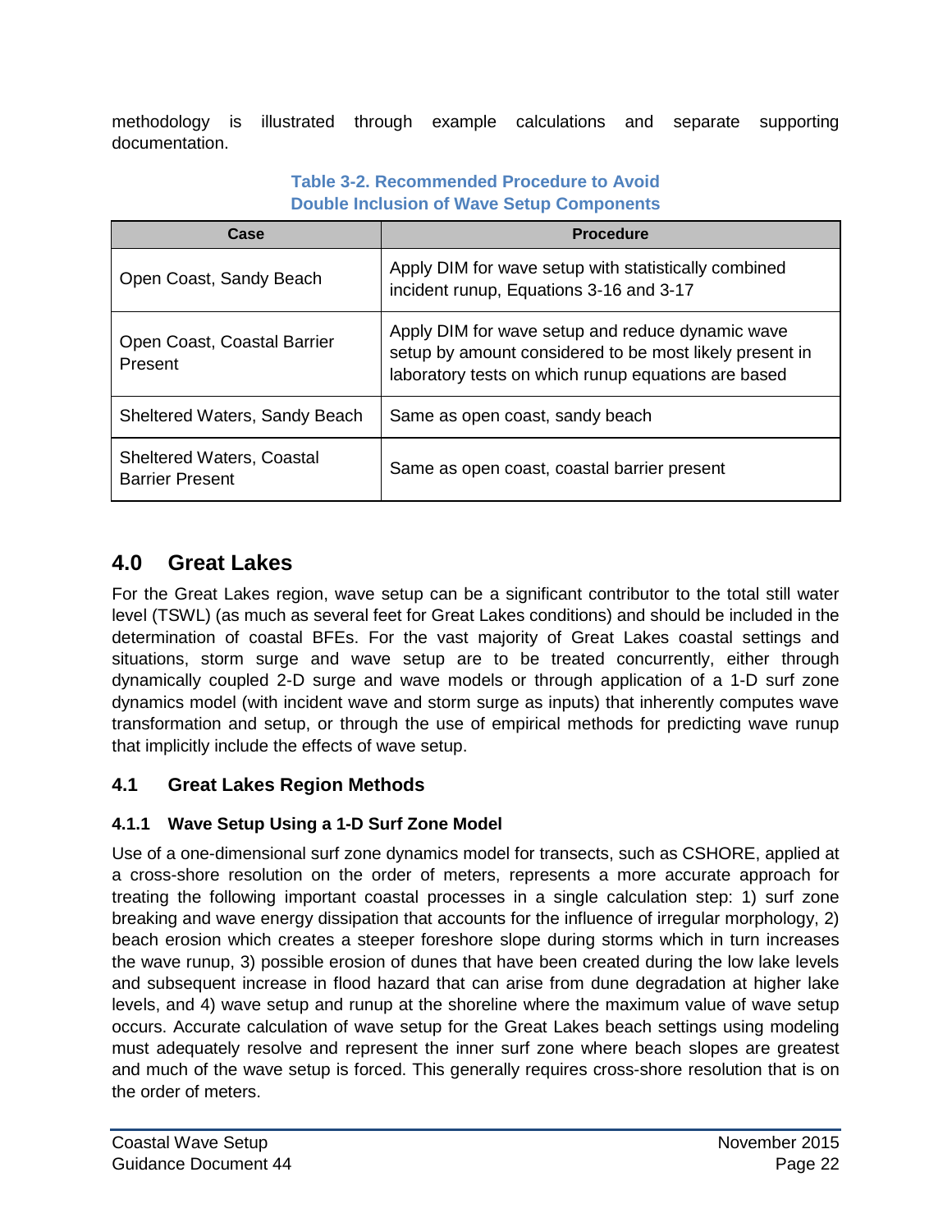methodology is illustrated through example calculations and separate supporting documentation.

**Table 3-2. Recommended Procedure to Avoid Double Inclusion of Wave Setup Components**

| Case | Procedure |
|---|---|
| Open Coast, Sandy Beach | Apply DIM for wave setup with statistically combined incident runup, Equations 3-16 and 3-17 |
| Open Coast, Coastal Barrier Present | Apply DIM for wave setup and reduce dynamic wave setup by amount considered to be most likely present in laboratory tests on which runup equations are based |
| Sheltered Waters, Sandy Beach | Same as open coast, sandy beach |
| Sheltered Waters, Coastal Barrier Present | Same as open coast, coastal barrier present |

# 4.0 Great Lakes

For the Great Lakes region, wave setup can be a significant contributor to the total still water level (TSWL) (as much as several feet for Great Lakes conditions) and should be included in the determination of coastal BFEs. For the vast majority of Great Lakes coastal settings and situations, storm surge and wave setup are to be treated concurrently, either through dynamically coupled 2-D surge and wave models or through application of a 1-D surf zone dynamics model (with incident wave and storm surge as inputs) that inherently computes wave transformation and setup, or through the use of empirical methods for predicting wave runup that implicitly include the effects of wave setup.

## 4.1 Great Lakes Region Methods

### 4.1.1 Wave Setup Using a 1-D Surf Zone Model

Use of a one-dimensional surf zone dynamics model for transects, such as CSHORE, applied at a cross-shore resolution on the order of meters, represents a more accurate approach for treating the following important coastal processes in a single calculation step: 1) surf zone breaking and wave energy dissipation that accounts for the influence of irregular morphology, 2) beach erosion which creates a steeper foreshore slope during storms which in turn increases the wave runup, 3) possible erosion of dunes that have been created during the low lake levels and subsequent increase in flood hazard that can arise from dune degradation at higher lake levels, and 4) wave setup and runup at the shoreline where the maximum value of wave setup occurs. Accurate calculation of wave setup for the Great Lakes beach settings using modeling must adequately resolve and represent the inner surf zone where beach slopes are greatest and much of the wave setup is forced. This generally requires cross-shore resolution that is on the order of meters.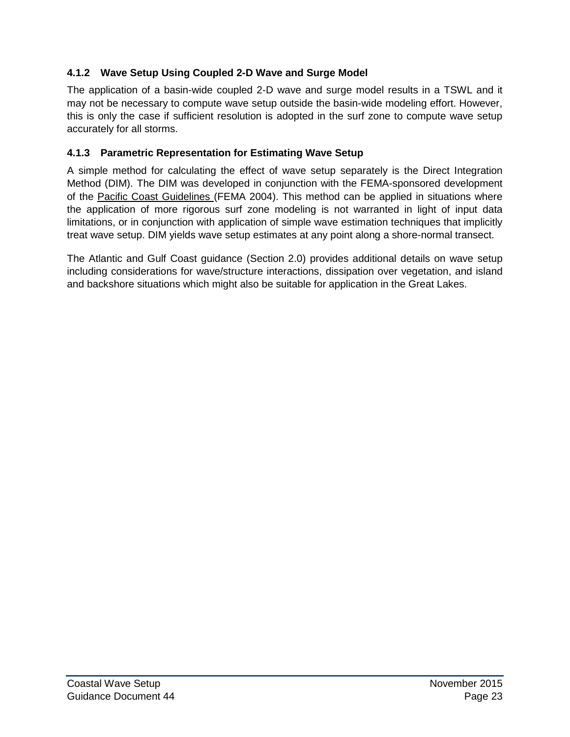### 4.1.2 Wave Setup Using Coupled 2-D Wave and Surge Model

The application of a basin-wide coupled 2-D wave and surge model results in a TSWL and it may not be necessary to compute wave setup outside the basin-wide modeling effort. However, this is only the case if sufficient resolution is adopted in the surf zone to compute wave setup accurately for all storms.

### 4.1.3 Parametric Representation for Estimating Wave Setup

A simple method for calculating the effect of wave setup separately is the Direct Integration Method (DIM). The DIM was developed in conjunction with the FEMA-sponsored development of the Pacific Coast Guidelines (FEMA 2004). This method can be applied in situations where the application of more rigorous surf zone modeling is not warranted in light of input data limitations, or in conjunction with application of simple wave estimation techniques that implicitly treat wave setup. DIM yields wave setup estimates at any point along a shore-normal transect.

The Atlantic and Gulf Coast guidance (Section 2.0) provides additional details on wave setup including considerations for wave/structure interactions, dissipation over vegetation, and island and backshore situations which might also be suitable for application in the Great Lakes.